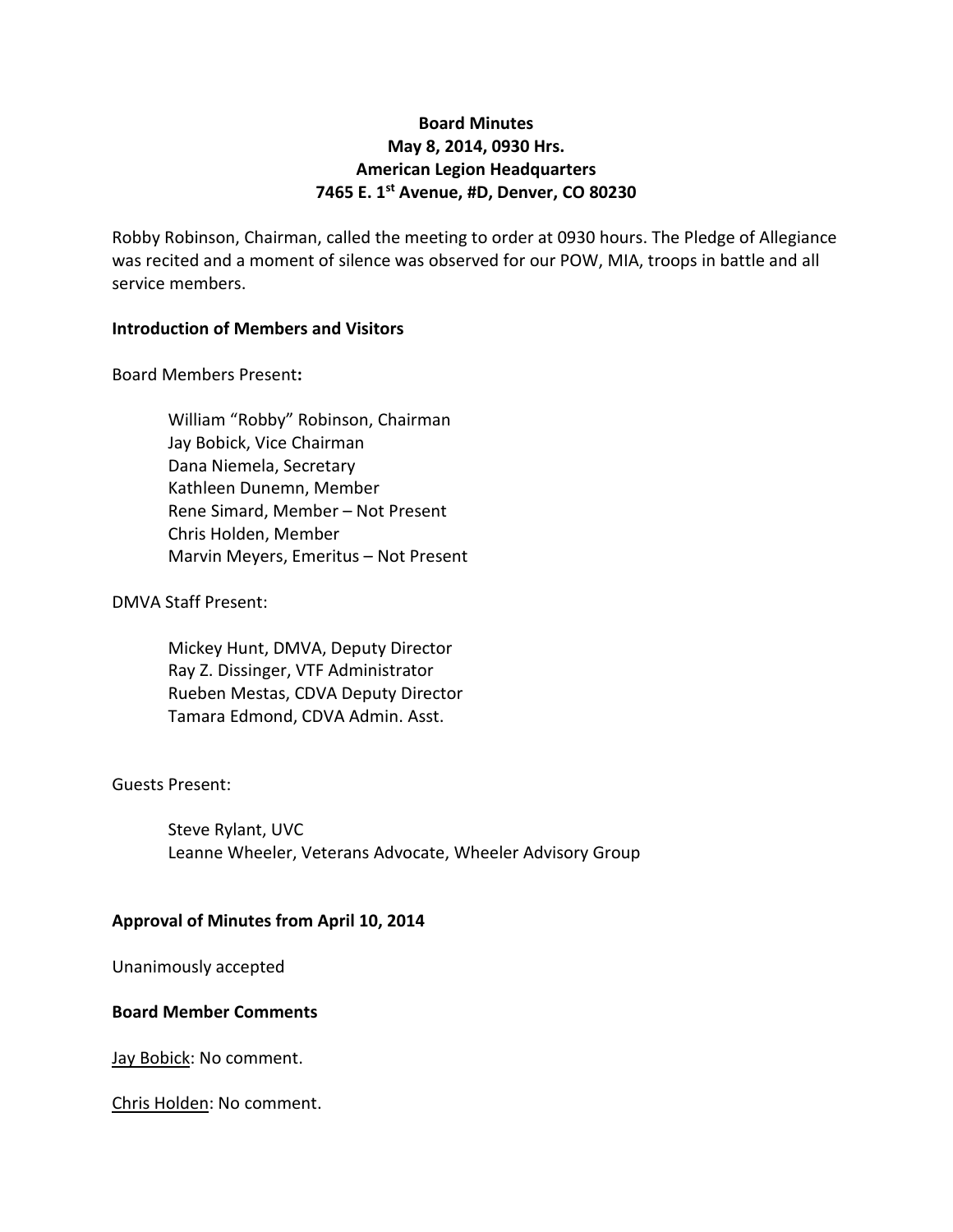**Board Minutes**
**May 8, 2014, 0930 Hrs.**
**American Legion Headquarters**
**7465 E. 1st Avenue, #D, Denver, CO 80230**

Robby Robinson, Chairman, called the meeting to order at 0930 hours. The Pledge of Allegiance was recited and a moment of silence was observed for our POW, MIA, troops in battle and all service members.

**Introduction of Members and Visitors**

Board Members Present**:**

William "Robby" Robinson, Chairman
Jay Bobick, Vice Chairman
Dana Niemela, Secretary
Kathleen Dunemn, Member
Rene Simard, Member – Not Present
Chris Holden, Member
Marvin Meyers, Emeritus – Not Present

DMVA Staff Present:

Mickey Hunt, DMVA, Deputy Director
Ray Z. Dissinger, VTF Administrator
Rueben Mestas, CDVA Deputy Director
Tamara Edmond, CDVA Admin. Asst.

Guests Present:

Steve Rylant, UVC
Leanne Wheeler, Veterans Advocate, Wheeler Advisory Group

**Approval of Minutes from April 10, 2014**

Unanimously accepted

**Board Member Comments**

Jay Bobick: No comment.

Chris Holden: No comment.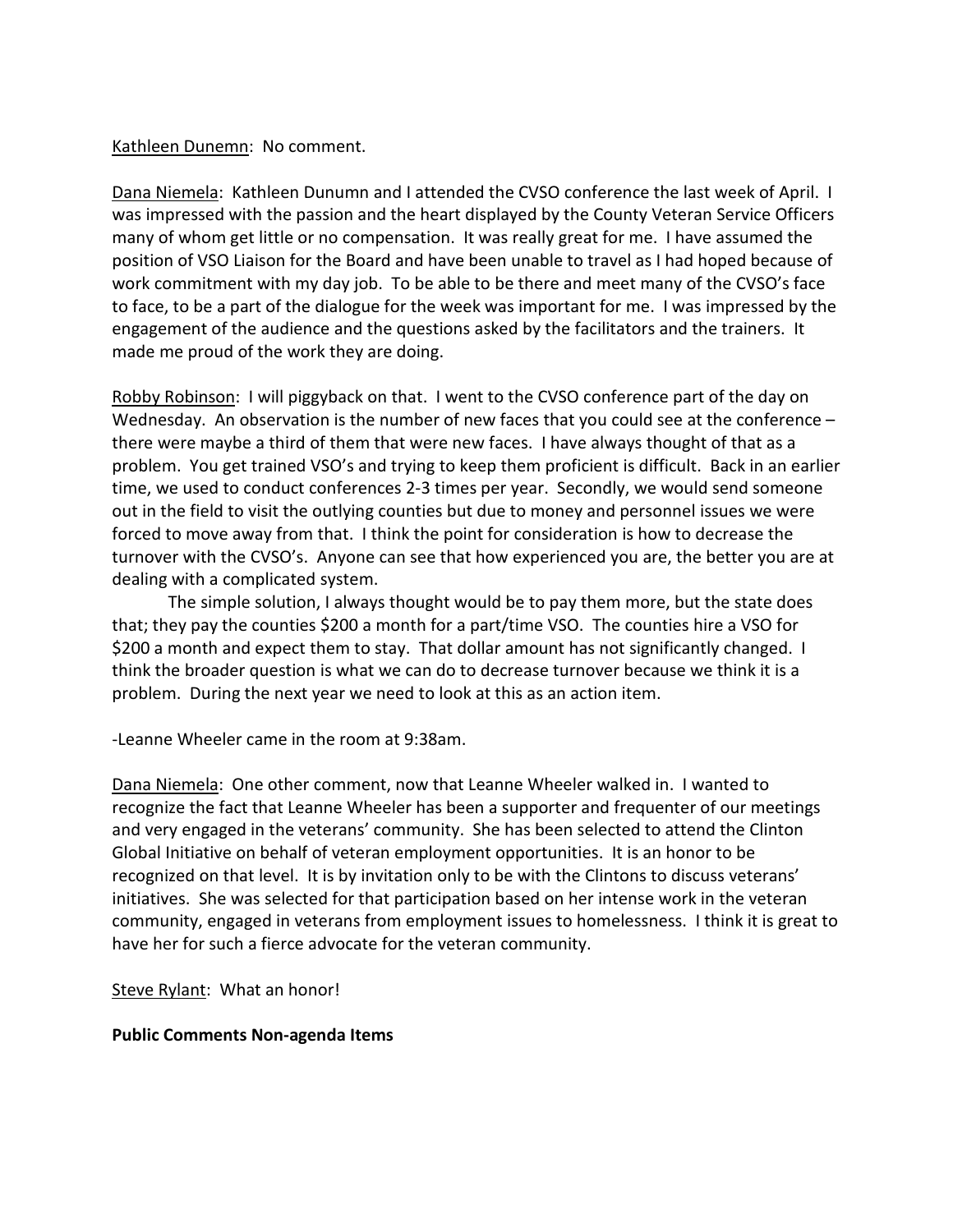Kathleen Dunemn: No comment.

Dana Niemela: Kathleen Dunumn and I attended the CVSO conference the last week of April. I was impressed with the passion and the heart displayed by the County Veteran Service Officers many of whom get little or no compensation. It was really great for me. I have assumed the position of VSO Liaison for the Board and have been unable to travel as I had hoped because of work commitment with my day job. To be able to be there and meet many of the CVSO's face to face, to be a part of the dialogue for the week was important for me. I was impressed by the engagement of the audience and the questions asked by the facilitators and the trainers. It made me proud of the work they are doing.

Robby Robinson: I will piggyback on that. I went to the CVSO conference part of the day on Wednesday. An observation is the number of new faces that you could see at the conference – there were maybe a third of them that were new faces. I have always thought of that as a problem. You get trained VSO's and trying to keep them proficient is difficult. Back in an earlier time, we used to conduct conferences 2-3 times per year. Secondly, we would send someone out in the field to visit the outlying counties but due to money and personnel issues we were forced to move away from that. I think the point for consideration is how to decrease the turnover with the CVSO's. Anyone can see that how experienced you are, the better you are at dealing with a complicated system.

The simple solution, I always thought would be to pay them more, but the state does that; they pay the counties $200 a month for a part/time VSO. The counties hire a VSO for $200 a month and expect them to stay. That dollar amount has not significantly changed. I think the broader question is what we can do to decrease turnover because we think it is a problem. During the next year we need to look at this as an action item.

-Leanne Wheeler came in the room at 9:38am.

Dana Niemela: One other comment, now that Leanne Wheeler walked in. I wanted to recognize the fact that Leanne Wheeler has been a supporter and frequenter of our meetings and very engaged in the veterans' community. She has been selected to attend the Clinton Global Initiative on behalf of veteran employment opportunities. It is an honor to be recognized on that level. It is by invitation only to be with the Clintons to discuss veterans' initiatives. She was selected for that participation based on her intense work in the veteran community, engaged in veterans from employment issues to homelessness. I think it is great to have her for such a fierce advocate for the veteran community.

Steve Rylant: What an honor!

**Public Comments Non-agenda Items**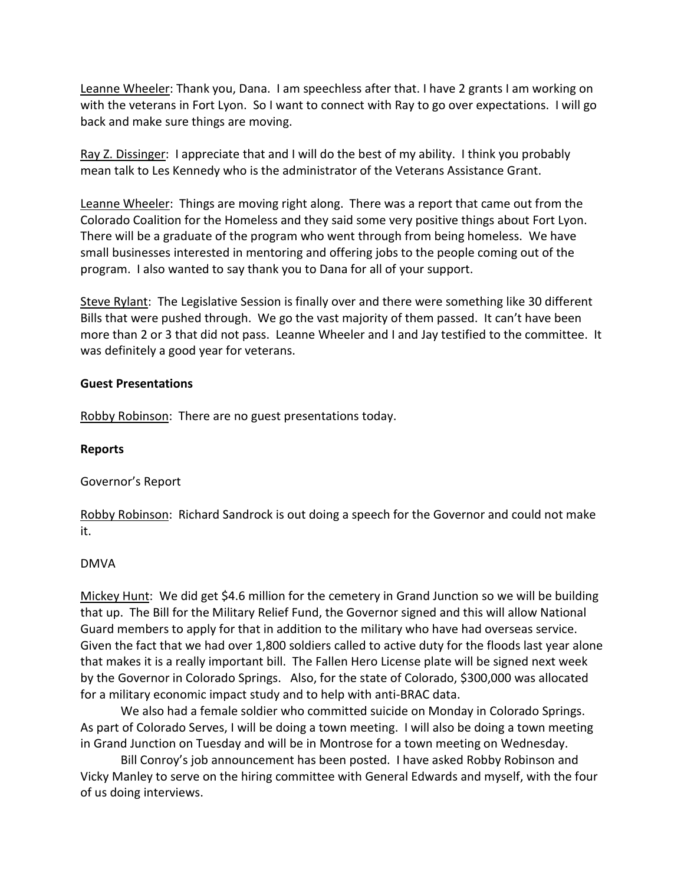Leanne Wheeler: Thank you, Dana. I am speechless after that. I have 2 grants I am working on with the veterans in Fort Lyon. So I want to connect with Ray to go over expectations. I will go back and make sure things are moving.

Ray Z. Dissinger: I appreciate that and I will do the best of my ability. I think you probably mean talk to Les Kennedy who is the administrator of the Veterans Assistance Grant.

Leanne Wheeler: Things are moving right along. There was a report that came out from the Colorado Coalition for the Homeless and they said some very positive things about Fort Lyon. There will be a graduate of the program who went through from being homeless. We have small businesses interested in mentoring and offering jobs to the people coming out of the program. I also wanted to say thank you to Dana for all of your support.

Steve Rylant: The Legislative Session is finally over and there were something like 30 different Bills that were pushed through. We go the vast majority of them passed. It can't have been more than 2 or 3 that did not pass. Leanne Wheeler and I and Jay testified to the committee. It was definitely a good year for veterans.

**Guest Presentations**

Robby Robinson: There are no guest presentations today.

**Reports**

Governor's Report

Robby Robinson: Richard Sandrock is out doing a speech for the Governor and could not make it.

DMVA

Mickey Hunt: We did get $4.6 million for the cemetery in Grand Junction so we will be building that up. The Bill for the Military Relief Fund, the Governor signed and this will allow National Guard members to apply for that in addition to the military who have had overseas service. Given the fact that we had over 1,800 soldiers called to active duty for the floods last year alone that makes it is a really important bill. The Fallen Hero License plate will be signed next week by the Governor in Colorado Springs. Also, for the state of Colorado, $300,000 was allocated for a military economic impact study and to help with anti-BRAC data.

We also had a female soldier who committed suicide on Monday in Colorado Springs. As part of Colorado Serves, I will be doing a town meeting. I will also be doing a town meeting in Grand Junction on Tuesday and will be in Montrose for a town meeting on Wednesday.

Bill Conroy's job announcement has been posted. I have asked Robby Robinson and Vicky Manley to serve on the hiring committee with General Edwards and myself, with the four of us doing interviews.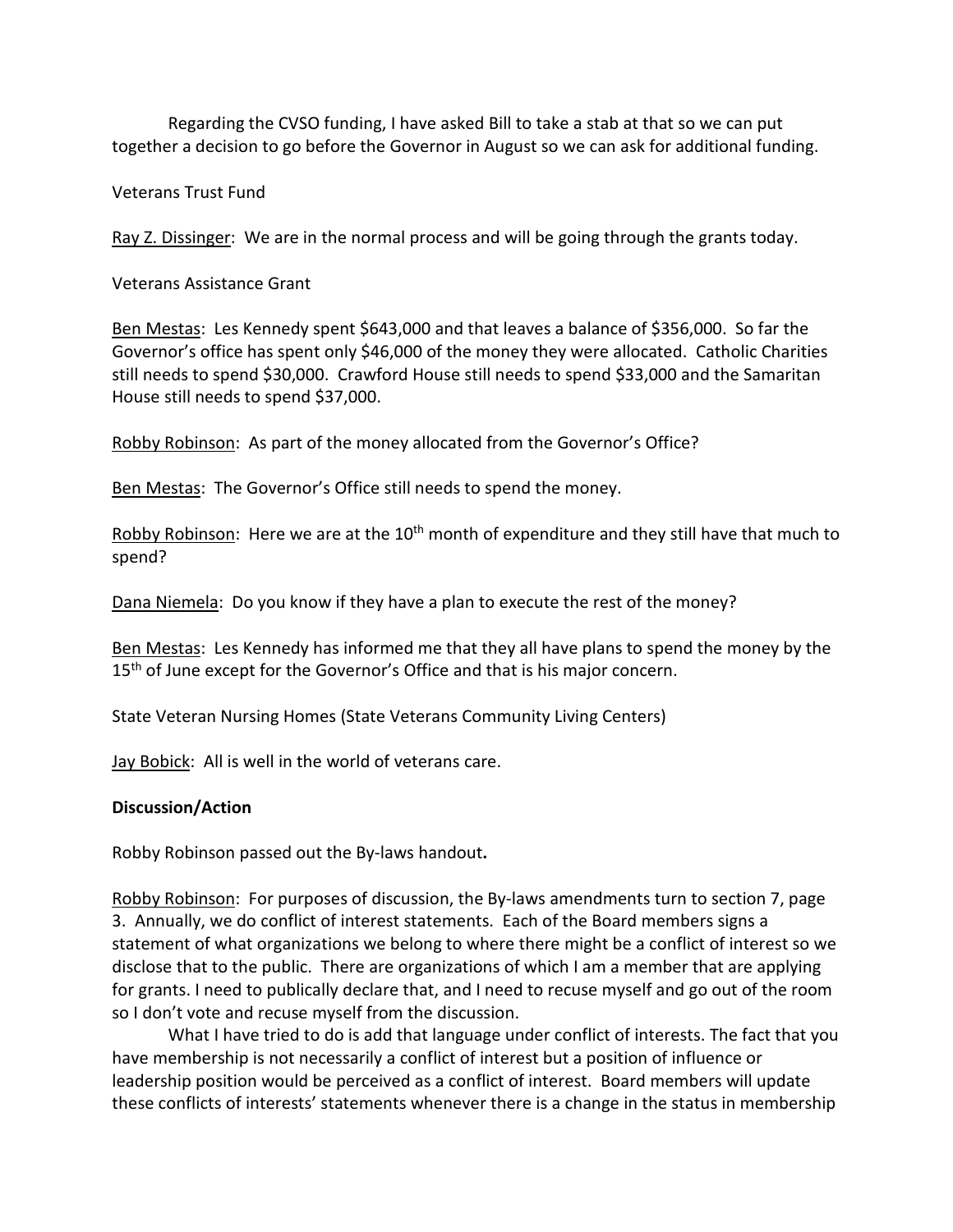Regarding the CVSO funding, I have asked Bill to take a stab at that so we can put together a decision to go before the Governor in August so we can ask for additional funding.

Veterans Trust Fund

Ray Z. Dissinger: We are in the normal process and will be going through the grants today.

Veterans Assistance Grant

Ben Mestas: Les Kennedy spent $643,000 and that leaves a balance of $356,000. So far the Governor's office has spent only $46,000 of the money they were allocated. Catholic Charities still needs to spend $30,000. Crawford House still needs to spend $33,000 and the Samaritan House still needs to spend $37,000.

Robby Robinson: As part of the money allocated from the Governor's Office?

Ben Mestas: The Governor's Office still needs to spend the money.

Robby Robinson: Here we are at the 10th month of expenditure and they still have that much to spend?

Dana Niemela: Do you know if they have a plan to execute the rest of the money?

Ben Mestas: Les Kennedy has informed me that they all have plans to spend the money by the 15th of June except for the Governor's Office and that is his major concern.

State Veteran Nursing Homes (State Veterans Community Living Centers)

Jay Bobick: All is well in the world of veterans care.

**Discussion/Action**

Robby Robinson passed out the By-laws handout**.**

Robby Robinson: For purposes of discussion, the By-laws amendments turn to section 7, page 3. Annually, we do conflict of interest statements. Each of the Board members signs a statement of what organizations we belong to where there might be a conflict of interest so we disclose that to the public. There are organizations of which I am a member that are applying for grants. I need to publically declare that, and I need to recuse myself and go out of the room so I don't vote and recuse myself from the discussion.

What I have tried to do is add that language under conflict of interests. The fact that you have membership is not necessarily a conflict of interest but a position of influence or leadership position would be perceived as a conflict of interest. Board members will update these conflicts of interests' statements whenever there is a change in the status in membership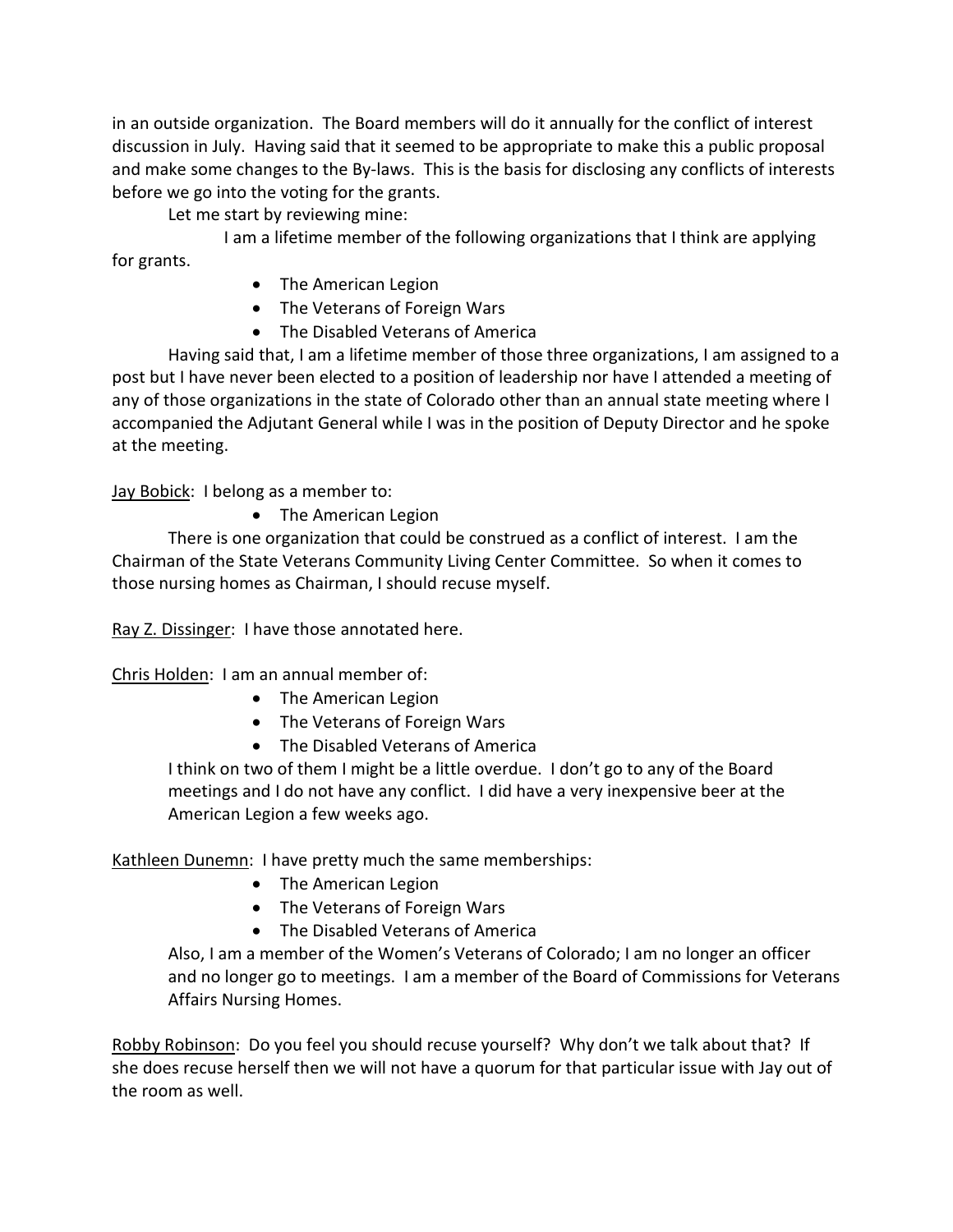in an outside organization. The Board members will do it annually for the conflict of interest discussion in July. Having said that it seemed to be appropriate to make this a public proposal and make some changes to the By-laws. This is the basis for disclosing any conflicts of interests before we go into the voting for the grants.

Let me start by reviewing mine:

I am a lifetime member of the following organizations that I think are applying for grants.

- The American Legion
- The Veterans of Foreign Wars
- The Disabled Veterans of America

Having said that, I am a lifetime member of those three organizations, I am assigned to a post but I have never been elected to a position of leadership nor have I attended a meeting of any of those organizations in the state of Colorado other than an annual state meeting where I accompanied the Adjutant General while I was in the position of Deputy Director and he spoke at the meeting.

Jay Bobick: I belong as a member to:

- The American Legion

There is one organization that could be construed as a conflict of interest. I am the Chairman of the State Veterans Community Living Center Committee. So when it comes to those nursing homes as Chairman, I should recuse myself.

Ray Z. Dissinger: I have those annotated here.

Chris Holden: I am an annual member of:

- The American Legion
- The Veterans of Foreign Wars
- The Disabled Veterans of America

I think on two of them I might be a little overdue. I don't go to any of the Board meetings and I do not have any conflict. I did have a very inexpensive beer at the American Legion a few weeks ago.

Kathleen Dunemn: I have pretty much the same memberships:

- The American Legion
- The Veterans of Foreign Wars
- The Disabled Veterans of America

Also, I am a member of the Women's Veterans of Colorado; I am no longer an officer and no longer go to meetings. I am a member of the Board of Commissions for Veterans Affairs Nursing Homes.

Robby Robinson: Do you feel you should recuse yourself? Why don't we talk about that? If she does recuse herself then we will not have a quorum for that particular issue with Jay out of the room as well.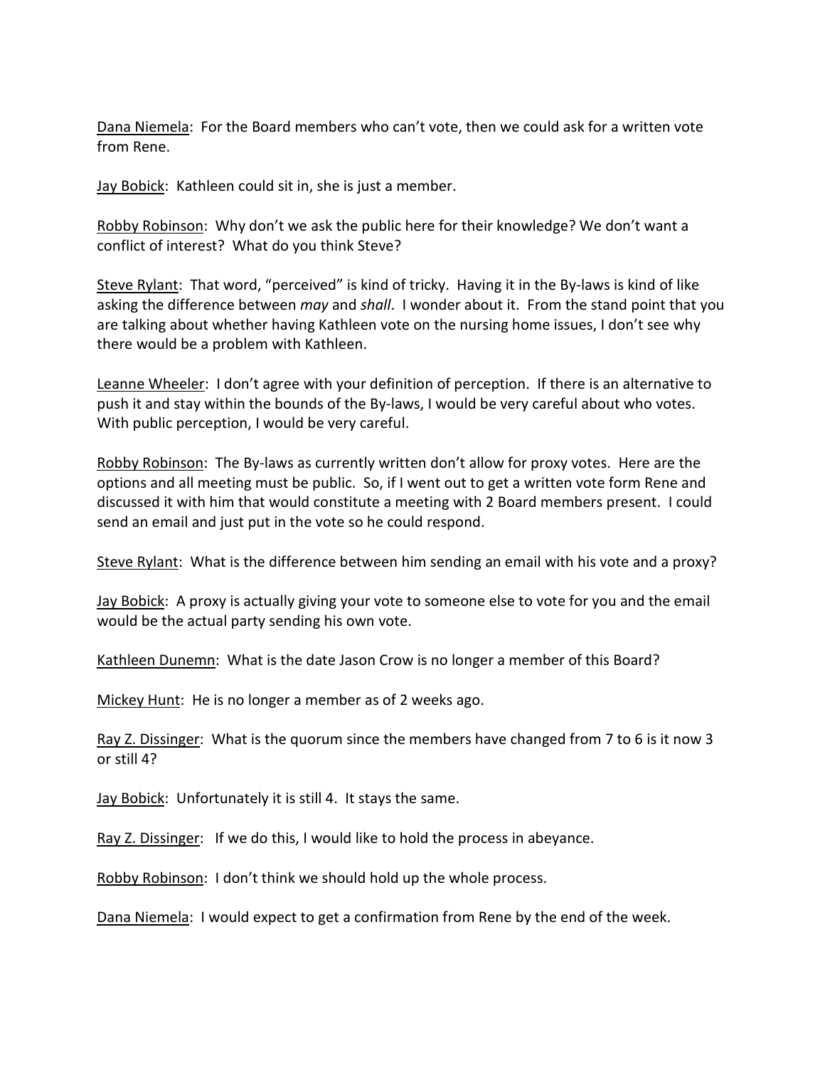<u>Dana Niemela</u>: For the Board members who can't vote, then we could ask for a written vote from Rene.

<u>Jay Bobick</u>: Kathleen could sit in, she is just a member.

<u>Robby Robinson</u>: Why don't we ask the public here for their knowledge? We don't want a conflict of interest? What do you think Steve?

<u>Steve Rylant</u>: That word, "perceived" is kind of tricky. Having it in the By-laws is kind of like asking the difference between *may* and *shall*. I wonder about it. From the stand point that you are talking about whether having Kathleen vote on the nursing home issues, I don't see why there would be a problem with Kathleen.

<u>Leanne Wheeler</u>: I don't agree with your definition of perception. If there is an alternative to push it and stay within the bounds of the By-laws, I would be very careful about who votes. With public perception, I would be very careful.

<u>Robby Robinson</u>: The By-laws as currently written don't allow for proxy votes. Here are the options and all meeting must be public. So, if I went out to get a written vote form Rene and discussed it with him that would constitute a meeting with 2 Board members present. I could send an email and just put in the vote so he could respond.

<u>Steve Rylant</u>: What is the difference between him sending an email with his vote and a proxy?

<u>Jay Bobick</u>: A proxy is actually giving your vote to someone else to vote for you and the email would be the actual party sending his own vote.

<u>Kathleen Dunemn</u>: What is the date Jason Crow is no longer a member of this Board?

<u>Mickey Hunt</u>: He is no longer a member as of 2 weeks ago.

<u>Ray Z. Dissinger</u>: What is the quorum since the members have changed from 7 to 6 is it now 3 or still 4?

<u>Jay Bobick</u>: Unfortunately it is still 4. It stays the same.

<u>Ray Z. Dissinger</u>: If we do this, I would like to hold the process in abeyance.

<u>Robby Robinson</u>: I don't think we should hold up the whole process.

<u>Dana Niemela</u>: I would expect to get a confirmation from Rene by the end of the week.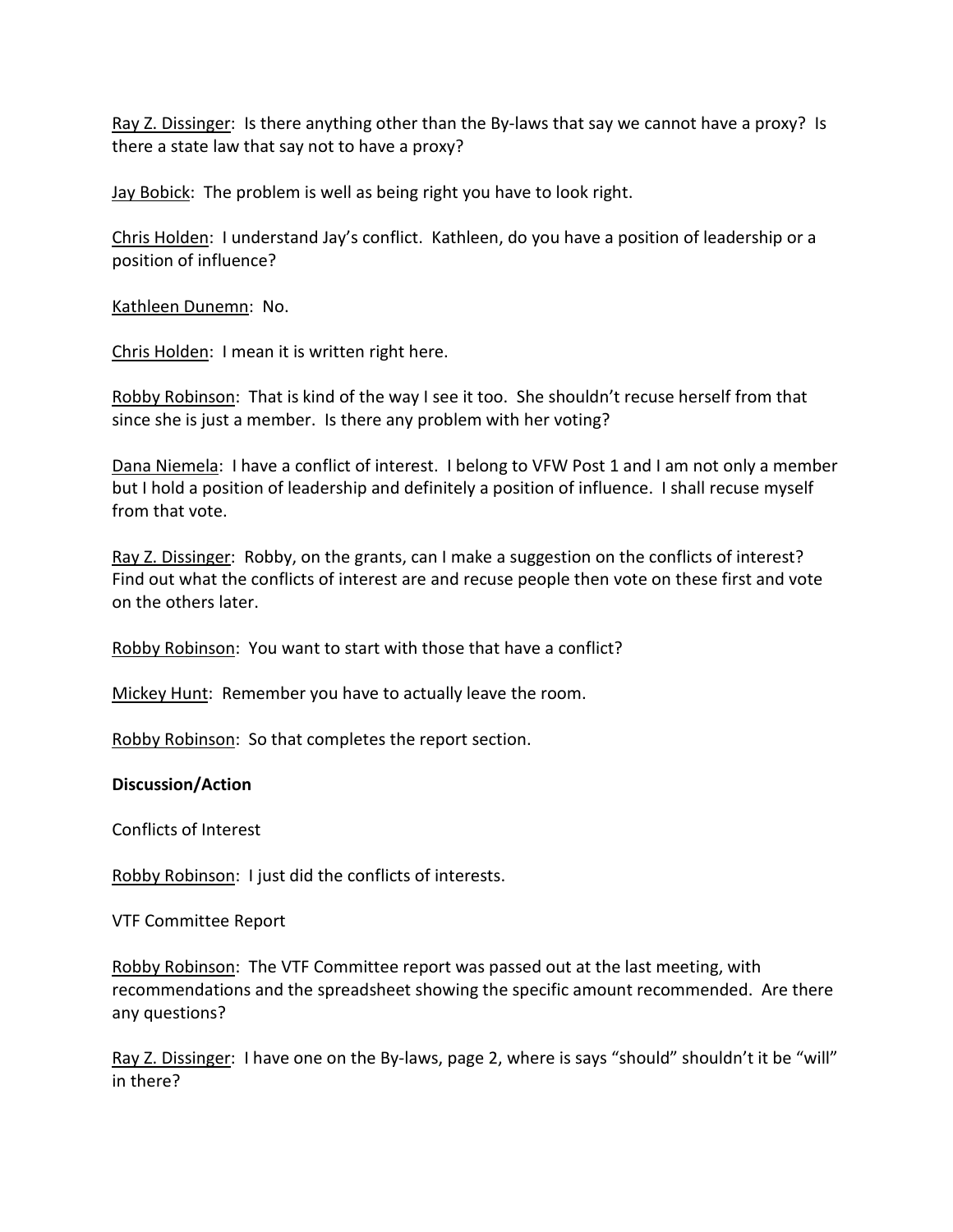Ray Z. Dissinger: Is there anything other than the By-laws that say we cannot have a proxy? Is there a state law that say not to have a proxy?

Jay Bobick: The problem is well as being right you have to look right.

Chris Holden: I understand Jay's conflict. Kathleen, do you have a position of leadership or a position of influence?

Kathleen Dunemn: No.

Chris Holden: I mean it is written right here.

Robby Robinson: That is kind of the way I see it too. She shouldn't recuse herself from that since she is just a member. Is there any problem with her voting?

Dana Niemela: I have a conflict of interest. I belong to VFW Post 1 and I am not only a member but I hold a position of leadership and definitely a position of influence. I shall recuse myself from that vote.

Ray Z. Dissinger: Robby, on the grants, can I make a suggestion on the conflicts of interest? Find out what the conflicts of interest are and recuse people then vote on these first and vote on the others later.

Robby Robinson: You want to start with those that have a conflict?

Mickey Hunt: Remember you have to actually leave the room.

Robby Robinson: So that completes the report section.

**Discussion/Action**

Conflicts of Interest

Robby Robinson: I just did the conflicts of interests.

VTF Committee Report

Robby Robinson: The VTF Committee report was passed out at the last meeting, with recommendations and the spreadsheet showing the specific amount recommended. Are there any questions?

Ray Z. Dissinger: I have one on the By-laws, page 2, where is says "should" shouldn't it be "will" in there?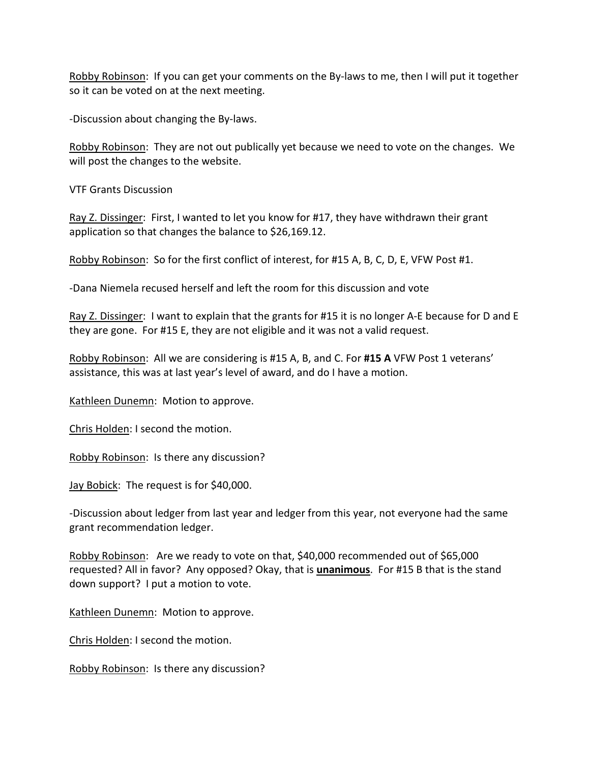Robby Robinson: If you can get your comments on the By-laws to me, then I will put it together so it can be voted on at the next meeting.

-Discussion about changing the By-laws.

Robby Robinson: They are not out publically yet because we need to vote on the changes. We will post the changes to the website.

VTF Grants Discussion

Ray Z. Dissinger: First, I wanted to let you know for #17, they have withdrawn their grant application so that changes the balance to $26,169.12.

Robby Robinson: So for the first conflict of interest, for #15 A, B, C, D, E, VFW Post #1.

-Dana Niemela recused herself and left the room for this discussion and vote

Ray Z. Dissinger: I want to explain that the grants for #15 it is no longer A-E because for D and E they are gone. For #15 E, they are not eligible and it was not a valid request.

Robby Robinson: All we are considering is #15 A, B, and C. For **#15 A** VFW Post 1 veterans' assistance, this was at last year's level of award, and do I have a motion.

Kathleen Dunemn: Motion to approve.

Chris Holden: I second the motion.

Robby Robinson: Is there any discussion?

Jay Bobick: The request is for $40,000.

-Discussion about ledger from last year and ledger from this year, not everyone had the same grant recommendation ledger.

Robby Robinson: Are we ready to vote on that, $40,000 recommended out of $65,000 requested? All in favor? Any opposed? Okay, that is **unanimous**. For #15 B that is the stand down support? I put a motion to vote.

Kathleen Dunemn: Motion to approve.

Chris Holden: I second the motion.

Robby Robinson: Is there any discussion?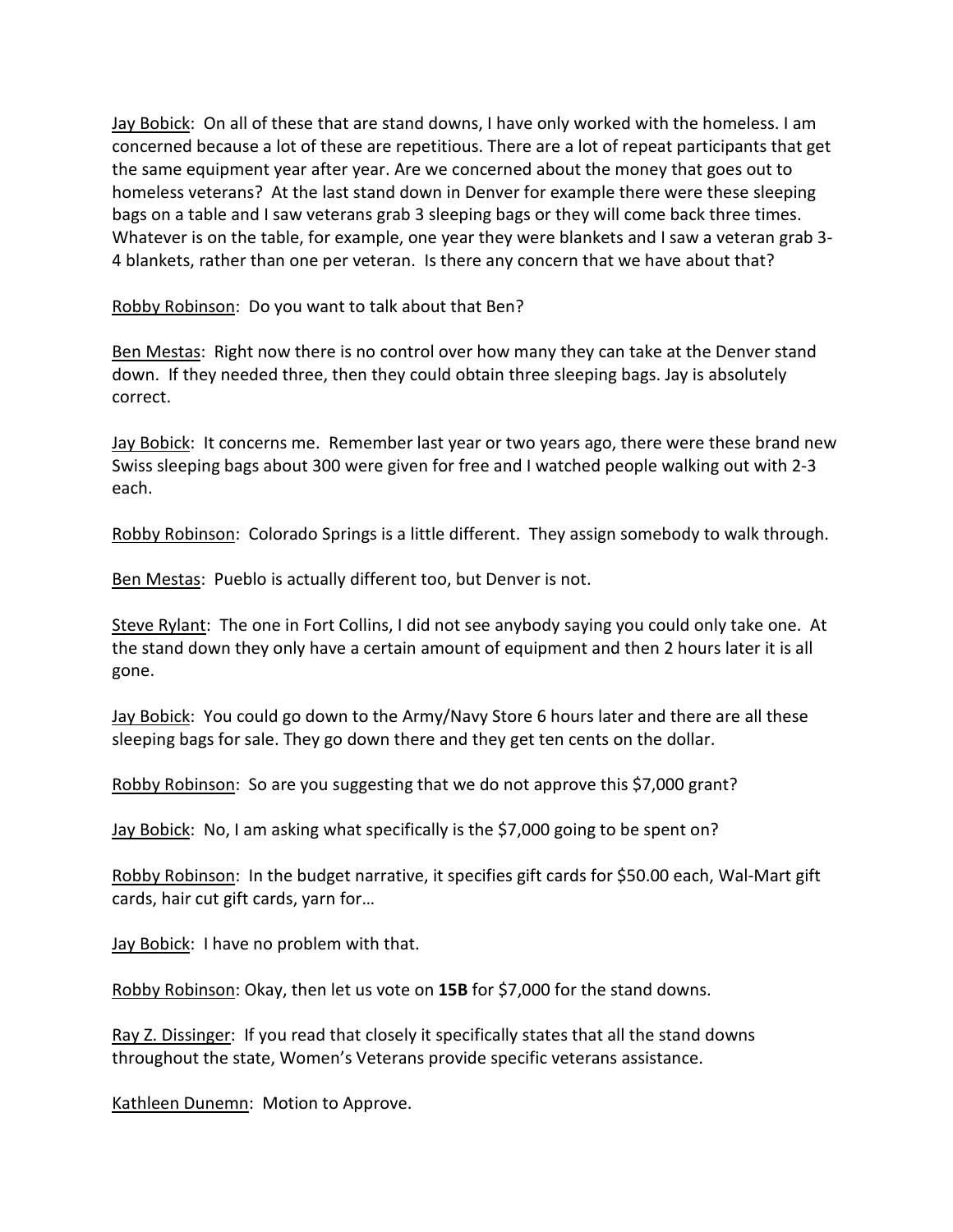Jay Bobick: On all of these that are stand downs, I have only worked with the homeless. I am concerned because a lot of these are repetitious. There are a lot of repeat participants that get the same equipment year after year. Are we concerned about the money that goes out to homeless veterans? At the last stand down in Denver for example there were these sleeping bags on a table and I saw veterans grab 3 sleeping bags or they will come back three times. Whatever is on the table, for example, one year they were blankets and I saw a veteran grab 3-4 blankets, rather than one per veteran. Is there any concern that we have about that?

Robby Robinson: Do you want to talk about that Ben?

Ben Mestas: Right now there is no control over how many they can take at the Denver stand down. If they needed three, then they could obtain three sleeping bags. Jay is absolutely correct.

Jay Bobick: It concerns me. Remember last year or two years ago, there were these brand new Swiss sleeping bags about 300 were given for free and I watched people walking out with 2-3 each.

Robby Robinson: Colorado Springs is a little different. They assign somebody to walk through.

Ben Mestas: Pueblo is actually different too, but Denver is not.

Steve Rylant: The one in Fort Collins, I did not see anybody saying you could only take one. At the stand down they only have a certain amount of equipment and then 2 hours later it is all gone.

Jay Bobick: You could go down to the Army/Navy Store 6 hours later and there are all these sleeping bags for sale. They go down there and they get ten cents on the dollar.

Robby Robinson: So are you suggesting that we do not approve this $7,000 grant?

Jay Bobick: No, I am asking what specifically is the $7,000 going to be spent on?

Robby Robinson: In the budget narrative, it specifies gift cards for $50.00 each, Wal-Mart gift cards, hair cut gift cards, yarn for…

Jay Bobick: I have no problem with that.

Robby Robinson: Okay, then let us vote on **15B** for $7,000 for the stand downs.

Ray Z. Dissinger: If you read that closely it specifically states that all the stand downs throughout the state, Women's Veterans provide specific veterans assistance.

Kathleen Dunemn: Motion to Approve.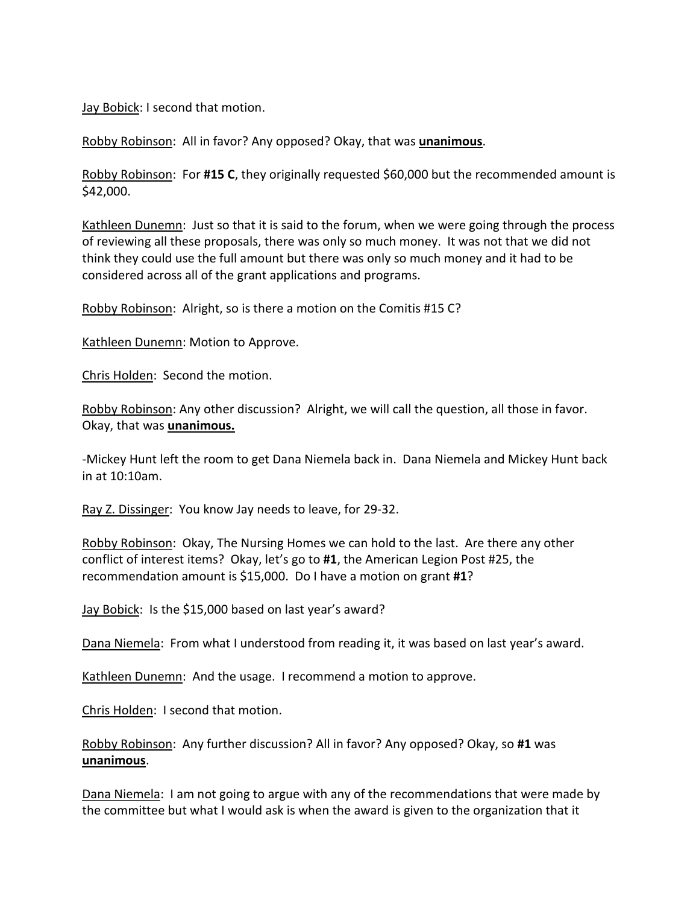Jay Bobick: I second that motion.

Robby Robinson: All in favor? Any opposed? Okay, that was **unanimous**.

Robby Robinson: For **#15 C**, they originally requested $60,000 but the recommended amount is $42,000.

Kathleen Dunemn: Just so that it is said to the forum, when we were going through the process of reviewing all these proposals, there was only so much money. It was not that we did not think they could use the full amount but there was only so much money and it had to be considered across all of the grant applications and programs.

Robby Robinson: Alright, so is there a motion on the Comitis #15 C?

Kathleen Dunemn: Motion to Approve.

Chris Holden: Second the motion.

Robby Robinson: Any other discussion? Alright, we will call the question, all those in favor. Okay, that was **unanimous.**

-Mickey Hunt left the room to get Dana Niemela back in. Dana Niemela and Mickey Hunt back in at 10:10am.

Ray Z. Dissinger: You know Jay needs to leave, for 29-32.

Robby Robinson: Okay, The Nursing Homes we can hold to the last. Are there any other conflict of interest items? Okay, let's go to **#1**, the American Legion Post #25, the recommendation amount is $15,000. Do I have a motion on grant **#1**?

Jay Bobick: Is the $15,000 based on last year's award?

Dana Niemela: From what I understood from reading it, it was based on last year's award.

Kathleen Dunemn: And the usage. I recommend a motion to approve.

Chris Holden: I second that motion.

Robby Robinson: Any further discussion? All in favor? Any opposed? Okay, so **#1** was **unanimous**.

Dana Niemela: I am not going to argue with any of the recommendations that were made by the committee but what I would ask is when the award is given to the organization that it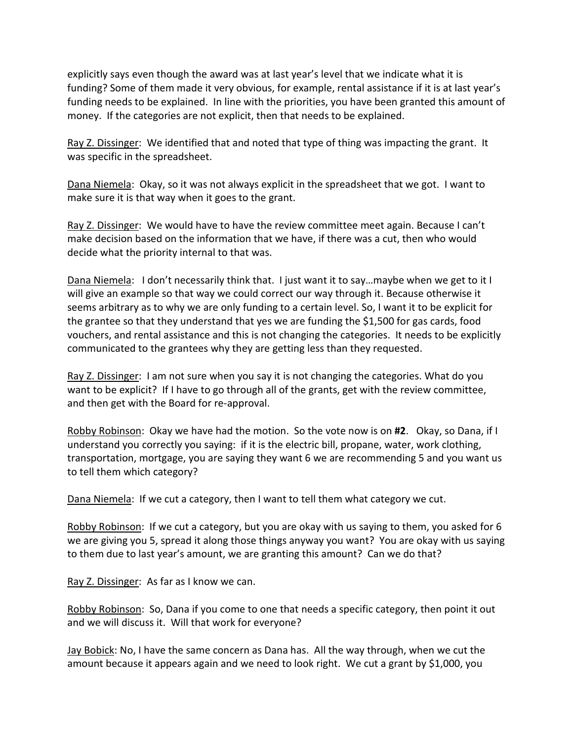explicitly says even though the award was at last year's level that we indicate what it is funding? Some of them made it very obvious, for example, rental assistance if it is at last year's funding needs to be explained. In line with the priorities, you have been granted this amount of money. If the categories are not explicit, then that needs to be explained.

Ray Z. Dissinger: We identified that and noted that type of thing was impacting the grant. It was specific in the spreadsheet.

Dana Niemela: Okay, so it was not always explicit in the spreadsheet that we got. I want to make sure it is that way when it goes to the grant.

Ray Z. Dissinger: We would have to have the review committee meet again. Because I can't make decision based on the information that we have, if there was a cut, then who would decide what the priority internal to that was.

Dana Niemela: I don't necessarily think that. I just want it to say…maybe when we get to it I will give an example so that way we could correct our way through it. Because otherwise it seems arbitrary as to why we are only funding to a certain level. So, I want it to be explicit for the grantee so that they understand that yes we are funding the $1,500 for gas cards, food vouchers, and rental assistance and this is not changing the categories. It needs to be explicitly communicated to the grantees why they are getting less than they requested.

Ray Z. Dissinger: I am not sure when you say it is not changing the categories. What do you want to be explicit? If I have to go through all of the grants, get with the review committee, and then get with the Board for re-approval.

Robby Robinson: Okay we have had the motion. So the vote now is on **#2**. Okay, so Dana, if I understand you correctly you saying: if it is the electric bill, propane, water, work clothing, transportation, mortgage, you are saying they want 6 we are recommending 5 and you want us to tell them which category?

Dana Niemela: If we cut a category, then I want to tell them what category we cut.

Robby Robinson: If we cut a category, but you are okay with us saying to them, you asked for 6 we are giving you 5, spread it along those things anyway you want? You are okay with us saying to them due to last year's amount, we are granting this amount? Can we do that?

Ray Z. Dissinger: As far as I know we can.

Robby Robinson: So, Dana if you come to one that needs a specific category, then point it out and we will discuss it. Will that work for everyone?

Jay Bobick: No, I have the same concern as Dana has. All the way through, when we cut the amount because it appears again and we need to look right. We cut a grant by $1,000, you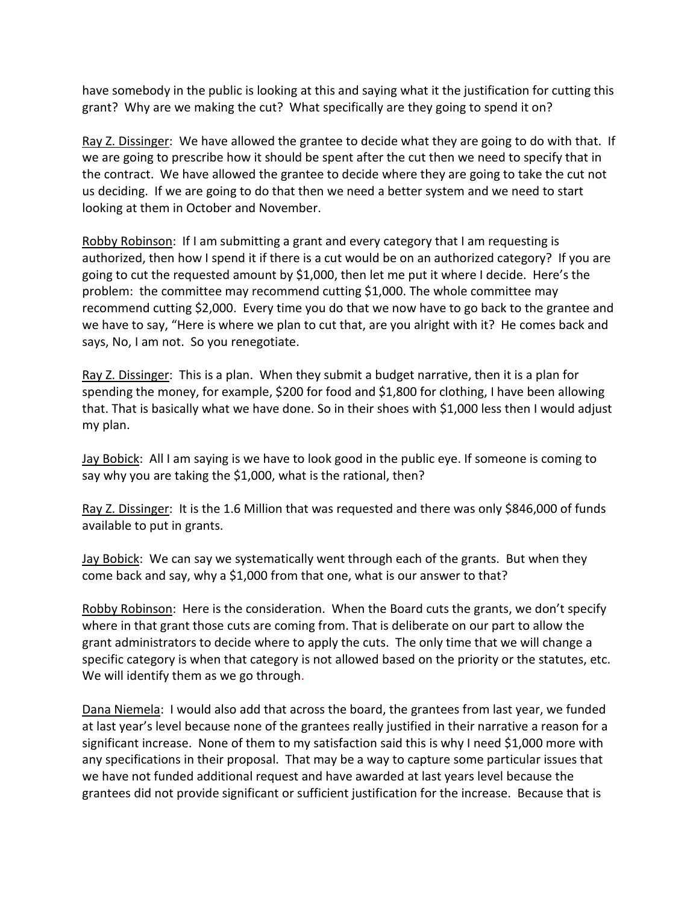have somebody in the public is looking at this and saying what it the justification for cutting this grant? Why are we making the cut? What specifically are they going to spend it on?

Ray Z. Dissinger: We have allowed the grantee to decide what they are going to do with that. If we are going to prescribe how it should be spent after the cut then we need to specify that in the contract. We have allowed the grantee to decide where they are going to take the cut not us deciding. If we are going to do that then we need a better system and we need to start looking at them in October and November.

Robby Robinson: If I am submitting a grant and every category that I am requesting is authorized, then how I spend it if there is a cut would be on an authorized category? If you are going to cut the requested amount by $1,000, then let me put it where I decide. Here's the problem: the committee may recommend cutting $1,000. The whole committee may recommend cutting $2,000. Every time you do that we now have to go back to the grantee and we have to say, "Here is where we plan to cut that, are you alright with it? He comes back and says, No, I am not. So you renegotiate.

Ray Z. Dissinger: This is a plan. When they submit a budget narrative, then it is a plan for spending the money, for example, $200 for food and $1,800 for clothing, I have been allowing that. That is basically what we have done. So in their shoes with $1,000 less then I would adjust my plan.

Jay Bobick: All I am saying is we have to look good in the public eye. If someone is coming to say why you are taking the $1,000, what is the rational, then?

Ray Z. Dissinger: It is the 1.6 Million that was requested and there was only $846,000 of funds available to put in grants.

Jay Bobick: We can say we systematically went through each of the grants. But when they come back and say, why a $1,000 from that one, what is our answer to that?

Robby Robinson: Here is the consideration. When the Board cuts the grants, we don't specify where in that grant those cuts are coming from. That is deliberate on our part to allow the grant administrators to decide where to apply the cuts. The only time that we will change a specific category is when that category is not allowed based on the priority or the statutes, etc. We will identify them as we go through.

Dana Niemela: I would also add that across the board, the grantees from last year, we funded at last year's level because none of the grantees really justified in their narrative a reason for a significant increase. None of them to my satisfaction said this is why I need $1,000 more with any specifications in their proposal. That may be a way to capture some particular issues that we have not funded additional request and have awarded at last years level because the grantees did not provide significant or sufficient justification for the increase. Because that is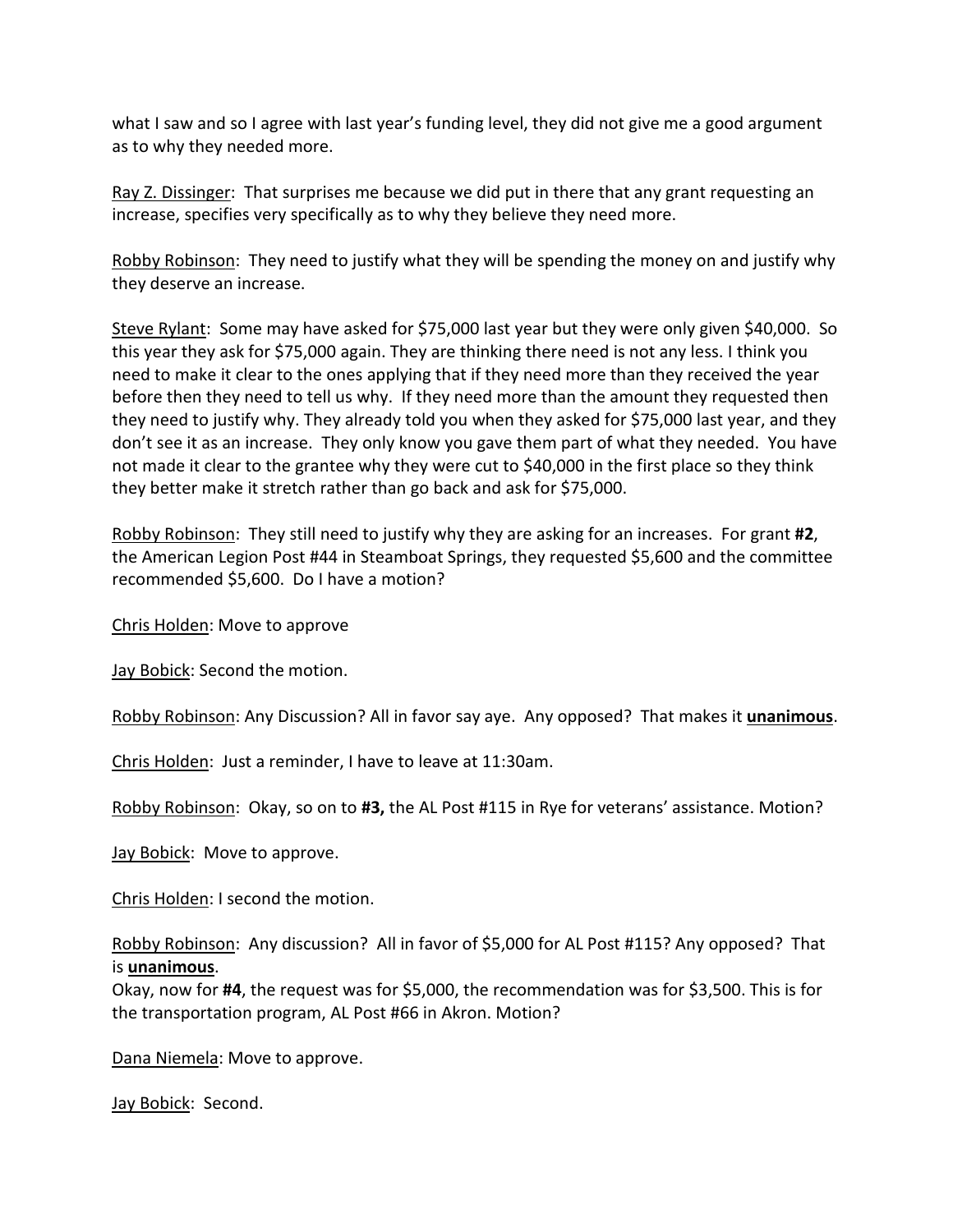what I saw and so I agree with last year's funding level, they did not give me a good argument as to why they needed more.

<u>Ray Z. Dissinger</u>: That surprises me because we did put in there that any grant requesting an increase, specifies very specifically as to why they believe they need more.

<u>Robby Robinson</u>: They need to justify what they will be spending the money on and justify why they deserve an increase.

<u>Steve Rylant</u>: Some may have asked for $75,000 last year but they were only given $40,000. So this year they ask for $75,000 again. They are thinking there need is not any less. I think you need to make it clear to the ones applying that if they need more than they received the year before then they need to tell us why. If they need more than the amount they requested then they need to justify why. They already told you when they asked for $75,000 last year, and they don't see it as an increase. They only know you gave them part of what they needed. You have not made it clear to the grantee why they were cut to $40,000 in the first place so they think they better make it stretch rather than go back and ask for $75,000.

<u>Robby Robinson</u>: They still need to justify why they are asking for an increases. For grant **#2**, the American Legion Post #44 in Steamboat Springs, they requested $5,600 and the committee recommended $5,600. Do I have a motion?

<u>Chris Holden</u>: Move to approve

<u>Jay Bobick</u>: Second the motion.

<u>Robby Robinson</u>: Any Discussion? All in favor say aye. Any opposed? That makes it **<u>unanimous</u>**.

<u>Chris Holden</u>: Just a reminder, I have to leave at 11:30am.

<u>Robby Robinson</u>: Okay, so on to **#3,** the AL Post #115 in Rye for veterans' assistance. Motion?

<u>Jay Bobick</u>: Move to approve.

<u>Chris Holden</u>: I second the motion.

<u>Robby Robinson</u>: Any discussion? All in favor of $5,000 for AL Post #115? Any opposed? That is **<u>unanimous</u>**.
Okay, now for **#4**, the request was for $5,000, the recommendation was for $3,500. This is for the transportation program, AL Post #66 in Akron. Motion?

<u>Dana Niemela</u>: Move to approve.

<u>Jay Bobick</u>: Second.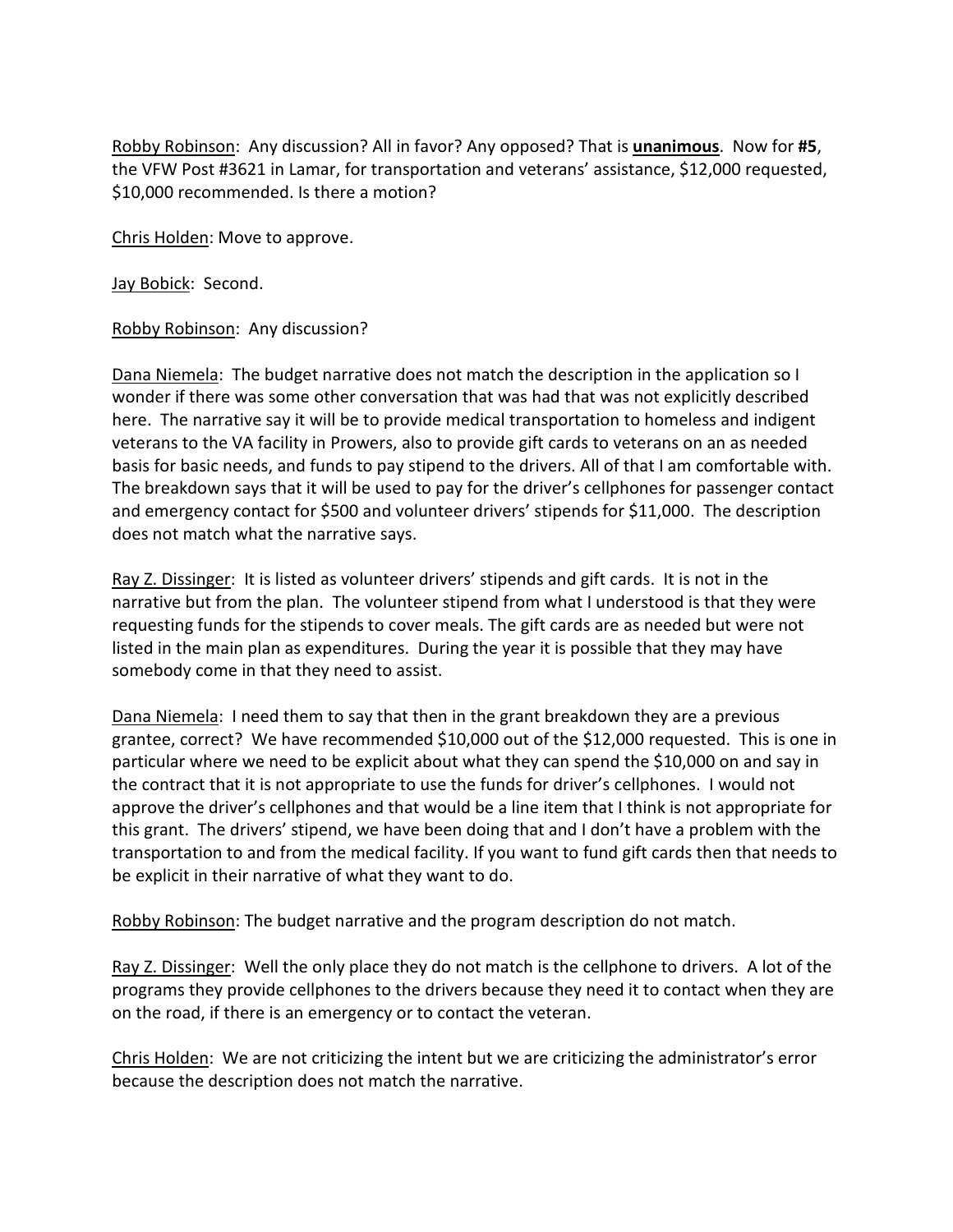Robby Robinson: Any discussion? All in favor? Any opposed? That is **unanimous**. Now for **#5**, the VFW Post #3621 in Lamar, for transportation and veterans' assistance, $12,000 requested, $10,000 recommended. Is there a motion?

Chris Holden: Move to approve.

Jay Bobick: Second.

Robby Robinson: Any discussion?

Dana Niemela: The budget narrative does not match the description in the application so I wonder if there was some other conversation that was had that was not explicitly described here. The narrative say it will be to provide medical transportation to homeless and indigent veterans to the VA facility in Prowers, also to provide gift cards to veterans on an as needed basis for basic needs, and funds to pay stipend to the drivers. All of that I am comfortable with. The breakdown says that it will be used to pay for the driver's cellphones for passenger contact and emergency contact for $500 and volunteer drivers' stipends for $11,000. The description does not match what the narrative says.

Ray Z. Dissinger: It is listed as volunteer drivers' stipends and gift cards. It is not in the narrative but from the plan. The volunteer stipend from what I understood is that they were requesting funds for the stipends to cover meals. The gift cards are as needed but were not listed in the main plan as expenditures. During the year it is possible that they may have somebody come in that they need to assist.

Dana Niemela: I need them to say that then in the grant breakdown they are a previous grantee, correct? We have recommended $10,000 out of the $12,000 requested. This is one in particular where we need to be explicit about what they can spend the $10,000 on and say in the contract that it is not appropriate to use the funds for driver's cellphones. I would not approve the driver's cellphones and that would be a line item that I think is not appropriate for this grant. The drivers' stipend, we have been doing that and I don't have a problem with the transportation to and from the medical facility. If you want to fund gift cards then that needs to be explicit in their narrative of what they want to do.

Robby Robinson: The budget narrative and the program description do not match.

Ray Z. Dissinger: Well the only place they do not match is the cellphone to drivers. A lot of the programs they provide cellphones to the drivers because they need it to contact when they are on the road, if there is an emergency or to contact the veteran.

Chris Holden: We are not criticizing the intent but we are criticizing the administrator's error because the description does not match the narrative.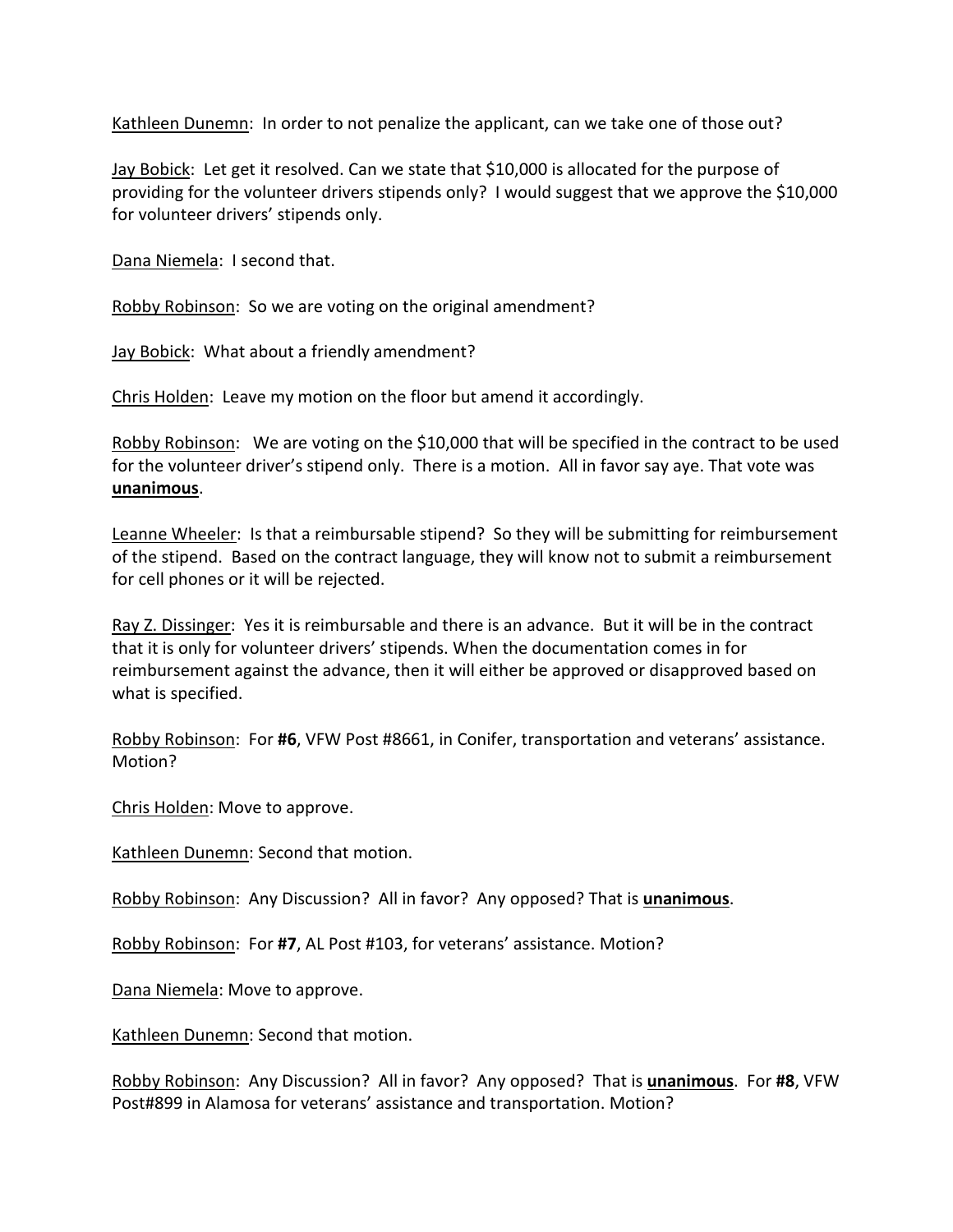Kathleen Dunemn:  In order to not penalize the applicant, can we take one of those out?

Jay Bobick:  Let get it resolved. Can we state that $10,000 is allocated for the purpose of providing for the volunteer drivers stipends only?  I would suggest that we approve the $10,000 for volunteer drivers' stipends only.

Dana Niemela:  I second that.

Robby Robinson:  So we are voting on the original amendment?

Jay Bobick:  What about a friendly amendment?

Chris Holden:  Leave my motion on the floor but amend it accordingly.

Robby Robinson:   We are voting on the $10,000 that will be specified in the contract to be used for the volunteer driver's stipend only.  There is a motion.  All in favor say aye. That vote was **unanimous**.

Leanne Wheeler:  Is that a reimbursable stipend?  So they will be submitting for reimbursement of the stipend.  Based on the contract language, they will know not to submit a reimbursement for cell phones or it will be rejected.

Ray Z. Dissinger:  Yes it is reimbursable and there is an advance.  But it will be in the contract that it is only for volunteer drivers' stipends. When the documentation comes in for reimbursement against the advance, then it will either be approved or disapproved based on what is specified.

Robby Robinson:  For **#6**, VFW Post #8661, in Conifer, transportation and veterans' assistance. Motion?

Chris Holden: Move to approve.

Kathleen Dunemn: Second that motion.

Robby Robinson:  Any Discussion?  All in favor?  Any opposed? That is **unanimous**.

Robby Robinson:  For **#7**, AL Post #103, for veterans' assistance. Motion?

Dana Niemela: Move to approve.

Kathleen Dunemn: Second that motion.

Robby Robinson:  Any Discussion?  All in favor?  Any opposed?  That is **unanimous**.  For **#8**, VFW Post#899 in Alamosa for veterans' assistance and transportation. Motion?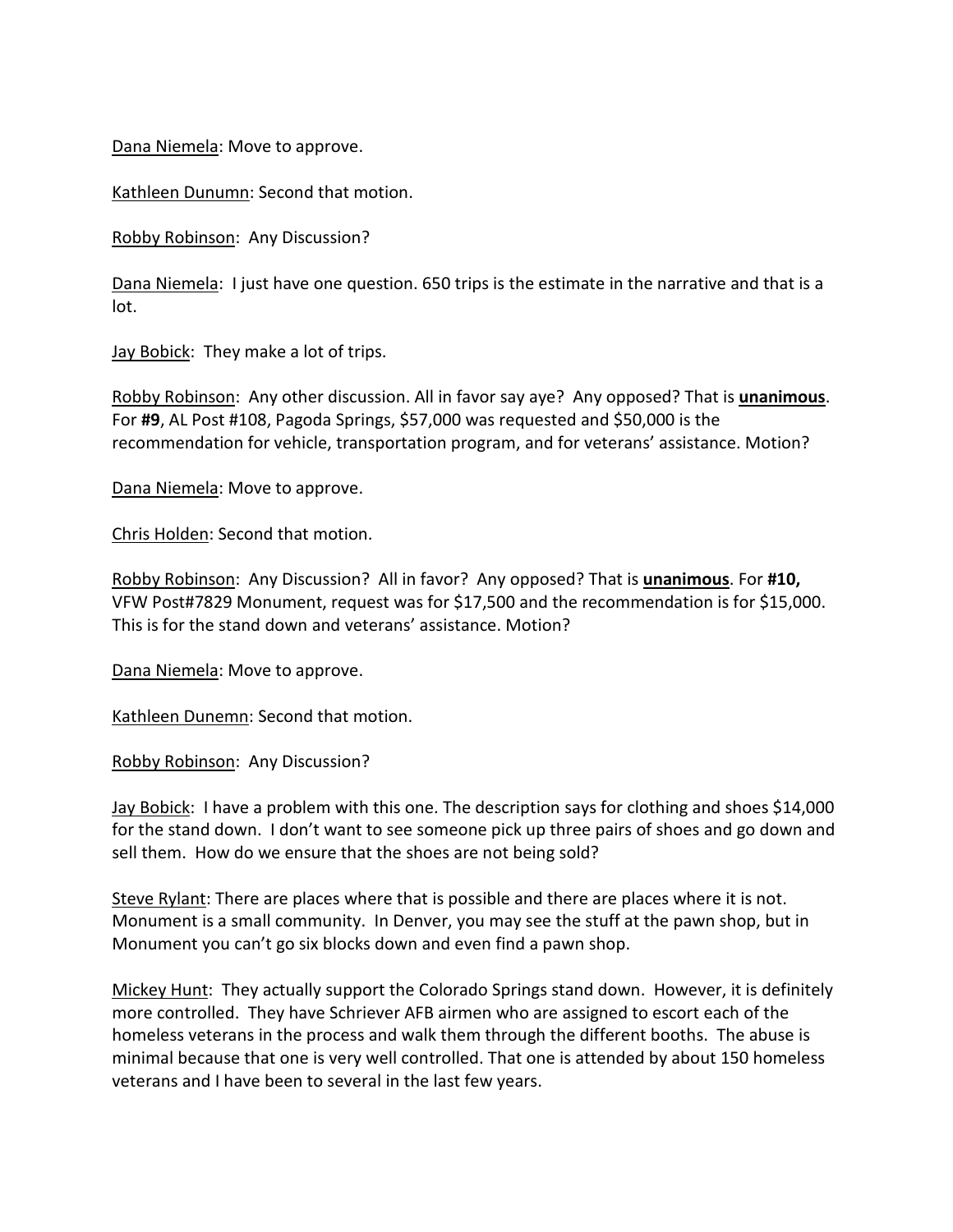Dana Niemela: Move to approve.

Kathleen Dunumn: Second that motion.

Robby Robinson:  Any Discussion?

Dana Niemela:  I just have one question. 650 trips is the estimate in the narrative and that is a lot.

Jay Bobick:  They make a lot of trips.

Robby Robinson:  Any other discussion. All in favor say aye?  Any opposed? That is **unanimous**. For **#9**, AL Post #108, Pagoda Springs, $57,000 was requested and $50,000 is the recommendation for vehicle, transportation program, and for veterans' assistance. Motion?

Dana Niemela: Move to approve.

Chris Holden: Second that motion.

Robby Robinson:  Any Discussion?  All in favor?  Any opposed? That is **unanimous**. For **#10,** VFW Post#7829 Monument, request was for $17,500 and the recommendation is for $15,000. This is for the stand down and veterans' assistance. Motion?

Dana Niemela: Move to approve.

Kathleen Dunemn: Second that motion.

Robby Robinson:  Any Discussion?

Jay Bobick:  I have a problem with this one. The description says for clothing and shoes $14,000 for the stand down.  I don't want to see someone pick up three pairs of shoes and go down and sell them.  How do we ensure that the shoes are not being sold?

Steve Rylant: There are places where that is possible and there are places where it is not. Monument is a small community.  In Denver, you may see the stuff at the pawn shop, but in Monument you can't go six blocks down and even find a pawn shop.

Mickey Hunt:  They actually support the Colorado Springs stand down.  However, it is definitely more controlled.  They have Schriever AFB airmen who are assigned to escort each of the homeless veterans in the process and walk them through the different booths.  The abuse is minimal because that one is very well controlled. That one is attended by about 150 homeless veterans and I have been to several in the last few years.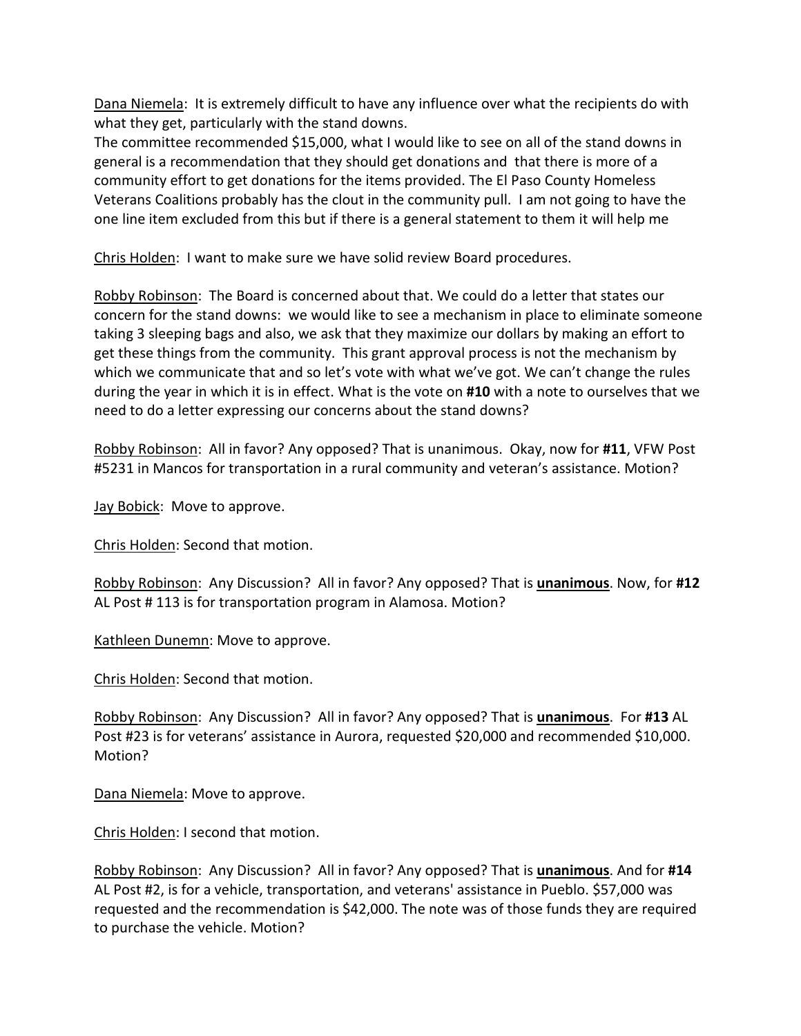Dana Niemela: It is extremely difficult to have any influence over what the recipients do with what they get, particularly with the stand downs.
The committee recommended $15,000, what I would like to see on all of the stand downs in general is a recommendation that they should get donations and that there is more of a community effort to get donations for the items provided. The El Paso County Homeless Veterans Coalitions probably has the clout in the community pull. I am not going to have the one line item excluded from this but if there is a general statement to them it will help me

Chris Holden: I want to make sure we have solid review Board procedures.

Robby Robinson: The Board is concerned about that. We could do a letter that states our concern for the stand downs: we would like to see a mechanism in place to eliminate someone taking 3 sleeping bags and also, we ask that they maximize our dollars by making an effort to get these things from the community. This grant approval process is not the mechanism by which we communicate that and so let's vote with what we've got. We can't change the rules during the year in which it is in effect. What is the vote on **#10** with a note to ourselves that we need to do a letter expressing our concerns about the stand downs?

Robby Robinson: All in favor? Any opposed? That is unanimous. Okay, now for **#11**, VFW Post #5231 in Mancos for transportation in a rural community and veteran's assistance. Motion?

Jay Bobick: Move to approve.

Chris Holden: Second that motion.

Robby Robinson: Any Discussion? All in favor? Any opposed? That is **unanimous**. Now, for **#12** AL Post # 113 is for transportation program in Alamosa. Motion?

Kathleen Dunemn: Move to approve.

Chris Holden: Second that motion.

Robby Robinson: Any Discussion? All in favor? Any opposed? That is **unanimous**. For **#13** AL Post #23 is for veterans' assistance in Aurora, requested $20,000 and recommended $10,000. Motion?

Dana Niemela: Move to approve.

Chris Holden: I second that motion.

Robby Robinson: Any Discussion? All in favor? Any opposed? That is **unanimous**. And for **#14** AL Post #2, is for a vehicle, transportation, and veterans' assistance in Pueblo. $57,000 was requested and the recommendation is $42,000. The note was of those funds they are required to purchase the vehicle. Motion?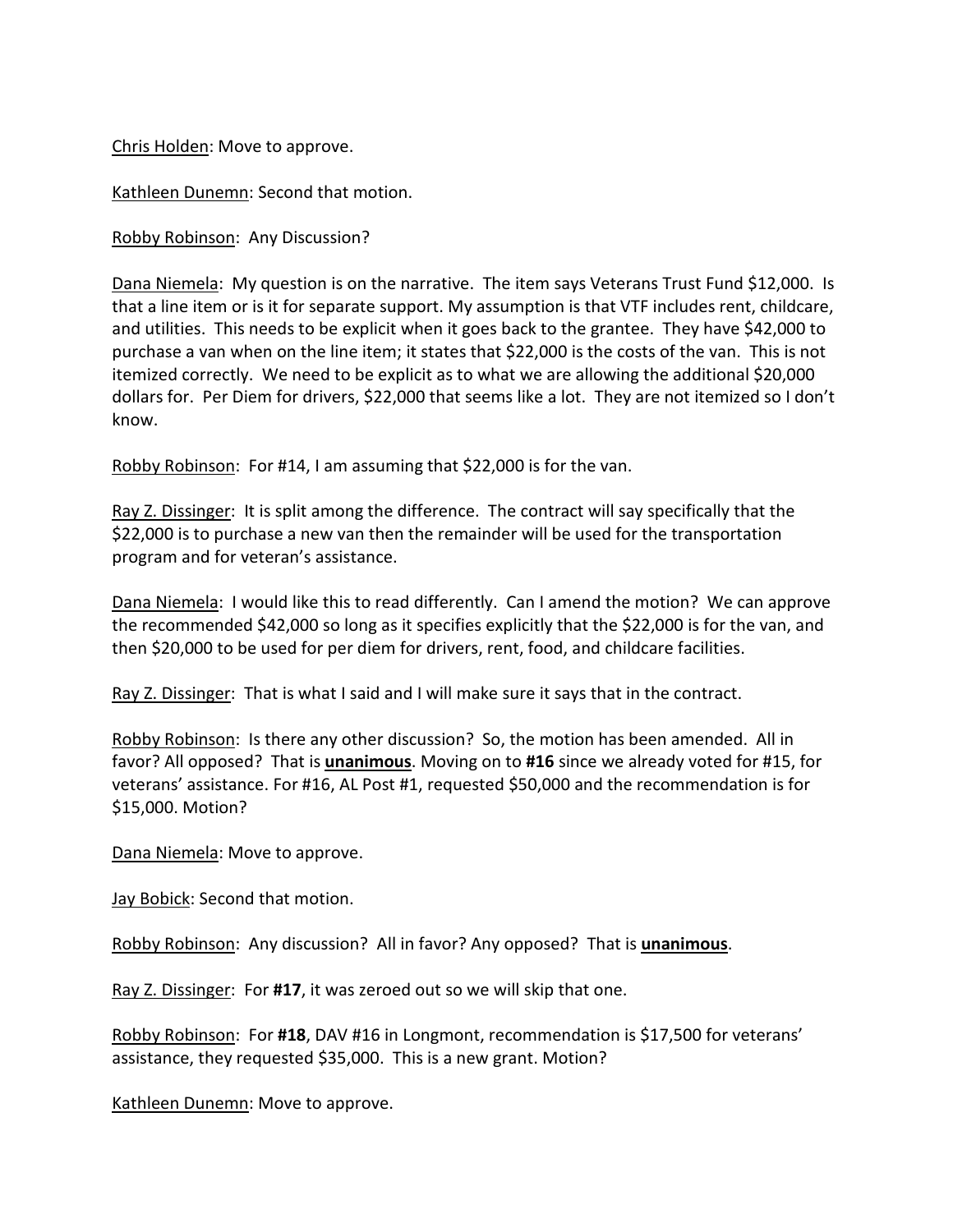Chris Holden: Move to approve.

Kathleen Dunemn: Second that motion.

Robby Robinson: Any Discussion?

Dana Niemela: My question is on the narrative. The item says Veterans Trust Fund $12,000. Is that a line item or is it for separate support. My assumption is that VTF includes rent, childcare, and utilities. This needs to be explicit when it goes back to the grantee. They have $42,000 to purchase a van when on the line item; it states that $22,000 is the costs of the van. This is not itemized correctly. We need to be explicit as to what we are allowing the additional $20,000 dollars for. Per Diem for drivers, $22,000 that seems like a lot. They are not itemized so I don't know.

Robby Robinson: For #14, I am assuming that $22,000 is for the van.

Ray Z. Dissinger: It is split among the difference. The contract will say specifically that the $22,000 is to purchase a new van then the remainder will be used for the transportation program and for veteran's assistance.

Dana Niemela: I would like this to read differently. Can I amend the motion? We can approve the recommended $42,000 so long as it specifies explicitly that the $22,000 is for the van, and then $20,000 to be used for per diem for drivers, rent, food, and childcare facilities.

Ray Z. Dissinger: That is what I said and I will make sure it says that in the contract.

Robby Robinson: Is there any other discussion? So, the motion has been amended. All in favor? All opposed? That is **unanimous**. Moving on to **#16** since we already voted for #15, for veterans' assistance. For #16, AL Post #1, requested $50,000 and the recommendation is for $15,000. Motion?

Dana Niemela: Move to approve.

Jay Bobick: Second that motion.

Robby Robinson: Any discussion? All in favor? Any opposed? That is **unanimous**.

Ray Z. Dissinger: For **#17**, it was zeroed out so we will skip that one.

Robby Robinson: For **#18**, DAV #16 in Longmont, recommendation is $17,500 for veterans' assistance, they requested $35,000. This is a new grant. Motion?

Kathleen Dunemn: Move to approve.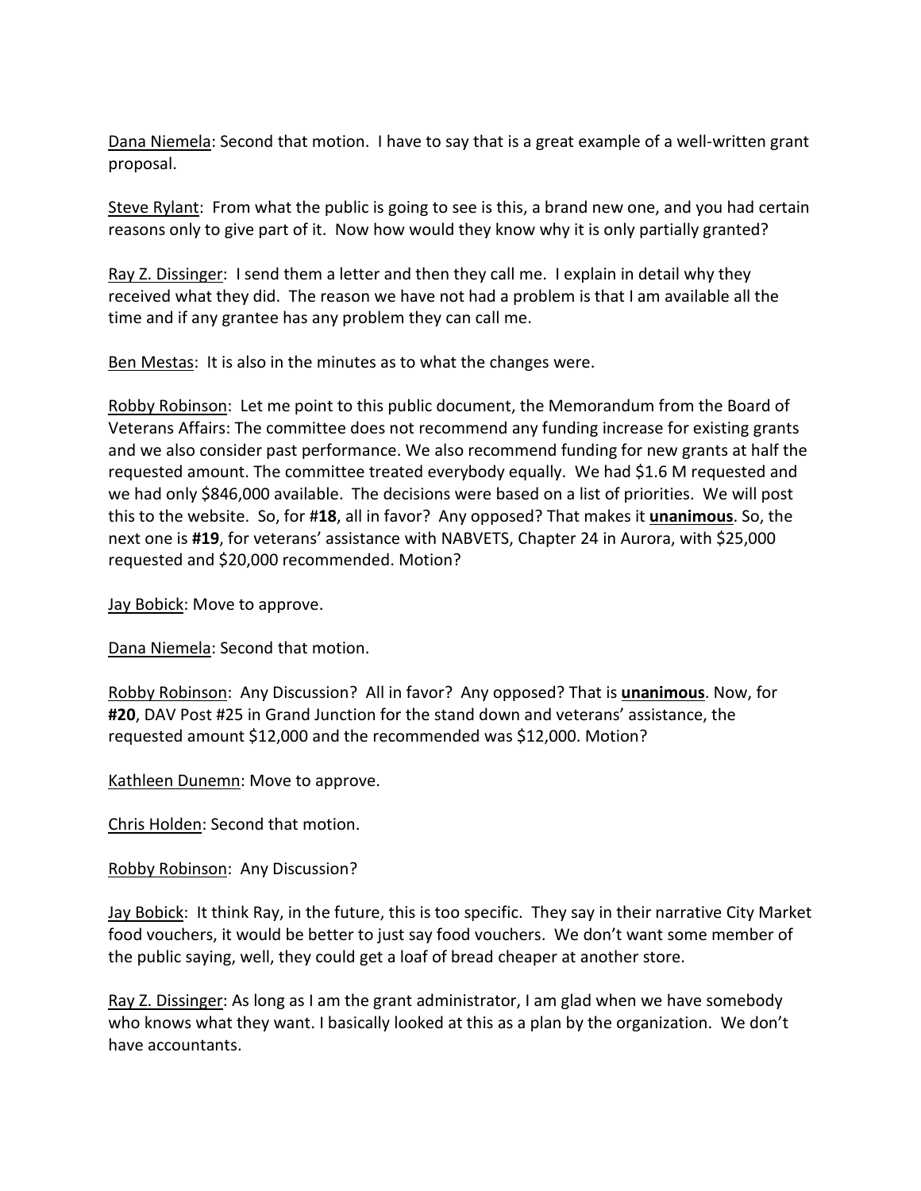Dana Niemela: Second that motion. I have to say that is a great example of a well-written grant proposal.

Steve Rylant: From what the public is going to see is this, a brand new one, and you had certain reasons only to give part of it. Now how would they know why it is only partially granted?

Ray Z. Dissinger: I send them a letter and then they call me. I explain in detail why they received what they did. The reason we have not had a problem is that I am available all the time and if any grantee has any problem they can call me.

Ben Mestas: It is also in the minutes as to what the changes were.

Robby Robinson: Let me point to this public document, the Memorandum from the Board of Veterans Affairs: The committee does not recommend any funding increase for existing grants and we also consider past performance. We also recommend funding for new grants at half the requested amount. The committee treated everybody equally. We had $1.6 M requested and we had only $846,000 available. The decisions were based on a list of priorities. We will post this to the website. So, for #**18**, all in favor? Any opposed? That makes it **unanimous**. So, the next one is **#19**, for veterans' assistance with NABVETS, Chapter 24 in Aurora, with $25,000 requested and $20,000 recommended. Motion?

Jay Bobick: Move to approve.

Dana Niemela: Second that motion.

Robby Robinson: Any Discussion? All in favor? Any opposed? That is **unanimous**. Now, for **#20**, DAV Post #25 in Grand Junction for the stand down and veterans' assistance, the requested amount $12,000 and the recommended was $12,000. Motion?

Kathleen Dunemn: Move to approve.

Chris Holden: Second that motion.

Robby Robinson: Any Discussion?

Jay Bobick: It think Ray, in the future, this is too specific. They say in their narrative City Market food vouchers, it would be better to just say food vouchers. We don't want some member of the public saying, well, they could get a loaf of bread cheaper at another store.

Ray Z. Dissinger: As long as I am the grant administrator, I am glad when we have somebody who knows what they want. I basically looked at this as a plan by the organization. We don't have accountants.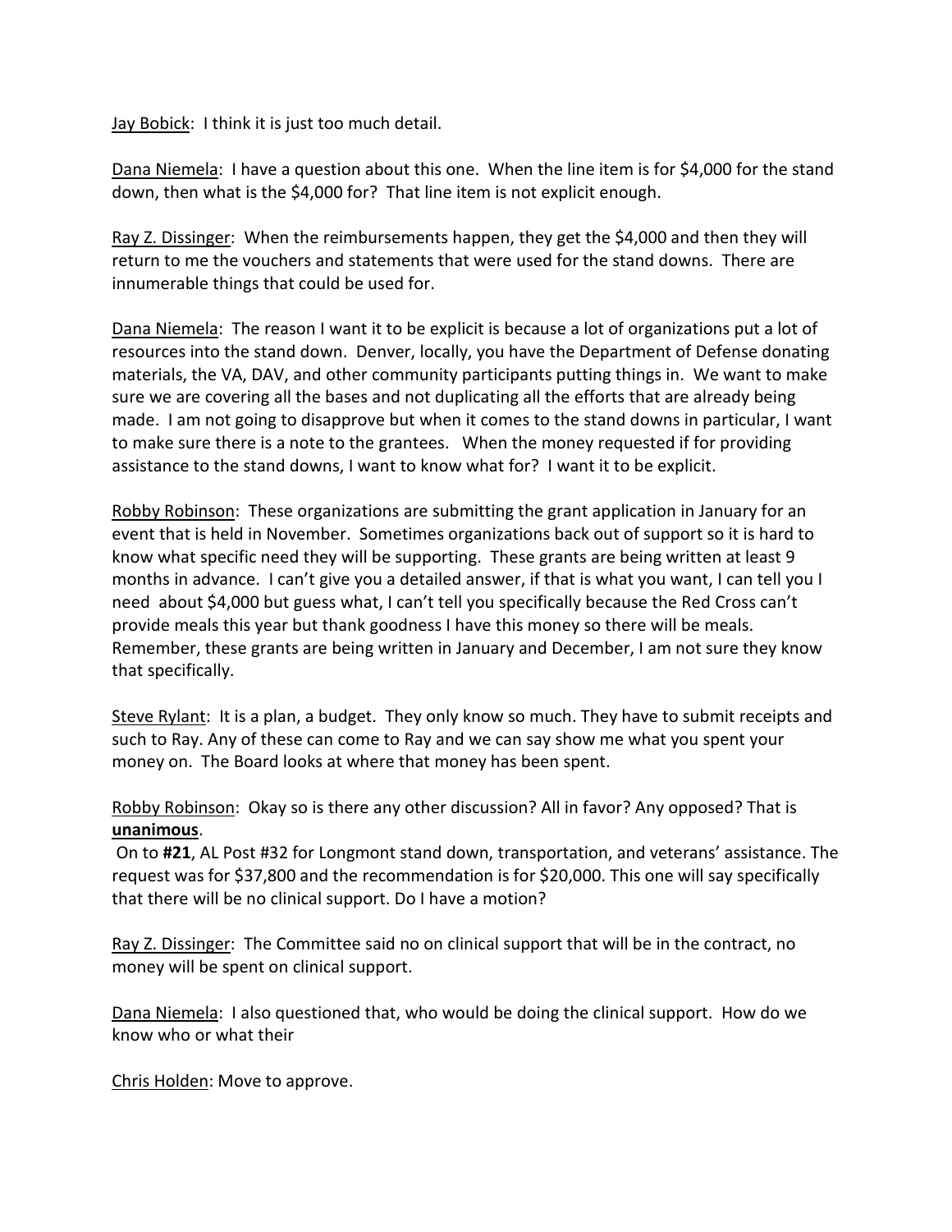Jay Bobick: I think it is just too much detail.

Dana Niemela: I have a question about this one. When the line item is for $4,000 for the stand down, then what is the $4,000 for? That line item is not explicit enough.

Ray Z. Dissinger: When the reimbursements happen, they get the $4,000 and then they will return to me the vouchers and statements that were used for the stand downs. There are innumerable things that could be used for.

Dana Niemela: The reason I want it to be explicit is because a lot of organizations put a lot of resources into the stand down. Denver, locally, you have the Department of Defense donating materials, the VA, DAV, and other community participants putting things in. We want to make sure we are covering all the bases and not duplicating all the efforts that are already being made. I am not going to disapprove but when it comes to the stand downs in particular, I want to make sure there is a note to the grantees. When the money requested if for providing assistance to the stand downs, I want to know what for? I want it to be explicit.

Robby Robinson: These organizations are submitting the grant application in January for an event that is held in November. Sometimes organizations back out of support so it is hard to know what specific need they will be supporting. These grants are being written at least 9 months in advance. I can't give you a detailed answer, if that is what you want, I can tell you I need about $4,000 but guess what, I can't tell you specifically because the Red Cross can't provide meals this year but thank goodness I have this money so there will be meals. Remember, these grants are being written in January and December, I am not sure they know that specifically.

Steve Rylant: It is a plan, a budget. They only know so much. They have to submit receipts and such to Ray. Any of these can come to Ray and we can say show me what you spent your money on. The Board looks at where that money has been spent.

Robby Robinson: Okay so is there any other discussion? All in favor? Any opposed? That is **unanimous**.
On to **#21**, AL Post #32 for Longmont stand down, transportation, and veterans' assistance. The request was for $37,800 and the recommendation is for $20,000. This one will say specifically that there will be no clinical support. Do I have a motion?

Ray Z. Dissinger: The Committee said no on clinical support that will be in the contract, no money will be spent on clinical support.

Dana Niemela: I also questioned that, who would be doing the clinical support. How do we know who or what their

Chris Holden: Move to approve.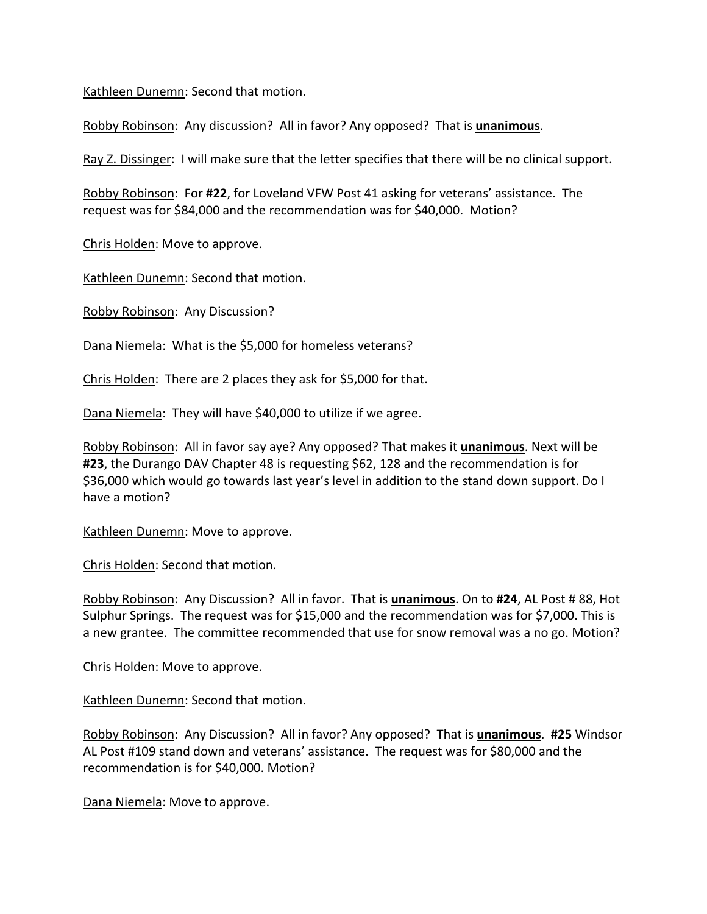Kathleen Dunemn: Second that motion.

Robby Robinson: Any discussion? All in favor? Any opposed? That is **unanimous**.

Ray Z. Dissinger: I will make sure that the letter specifies that there will be no clinical support.

Robby Robinson: For **#22**, for Loveland VFW Post 41 asking for veterans' assistance. The request was for $84,000 and the recommendation was for $40,000. Motion?

Chris Holden: Move to approve.

Kathleen Dunemn: Second that motion.

Robby Robinson: Any Discussion?

Dana Niemela: What is the $5,000 for homeless veterans?

Chris Holden: There are 2 places they ask for $5,000 for that.

Dana Niemela: They will have $40,000 to utilize if we agree.

Robby Robinson: All in favor say aye? Any opposed? That makes it **unanimous**. Next will be **#23**, the Durango DAV Chapter 48 is requesting $62, 128 and the recommendation is for $36,000 which would go towards last year's level in addition to the stand down support. Do I have a motion?

Kathleen Dunemn: Move to approve.

Chris Holden: Second that motion.

Robby Robinson: Any Discussion? All in favor. That is **unanimous**. On to **#24**, AL Post # 88, Hot Sulphur Springs. The request was for $15,000 and the recommendation was for $7,000. This is a new grantee. The committee recommended that use for snow removal was a no go. Motion?

Chris Holden: Move to approve.

Kathleen Dunemn: Second that motion.

Robby Robinson: Any Discussion? All in favor? Any opposed? That is **unanimous**. **#25** Windsor AL Post #109 stand down and veterans' assistance. The request was for $80,000 and the recommendation is for $40,000. Motion?

Dana Niemela: Move to approve.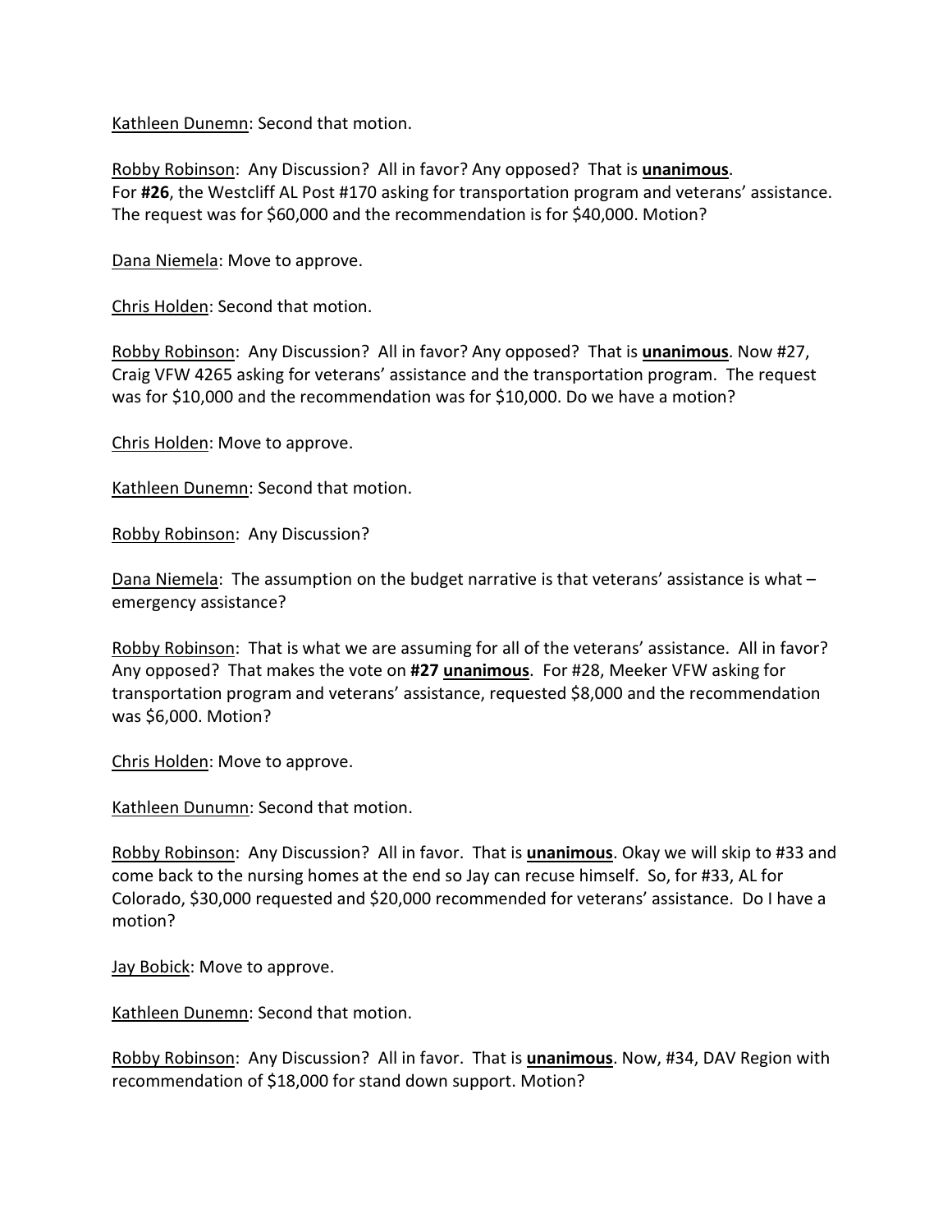Kathleen Dunemn: Second that motion.

Robby Robinson: Any Discussion? All in favor? Any opposed? That is **unanimous**.
For **#26**, the Westcliff AL Post #170 asking for transportation program and veterans' assistance. The request was for $60,000 and the recommendation is for $40,000. Motion?

Dana Niemela: Move to approve.

Chris Holden: Second that motion.

Robby Robinson: Any Discussion? All in favor? Any opposed? That is **unanimous**. Now #27, Craig VFW 4265 asking for veterans' assistance and the transportation program. The request was for $10,000 and the recommendation was for $10,000. Do we have a motion?

Chris Holden: Move to approve.

Kathleen Dunemn: Second that motion.

Robby Robinson: Any Discussion?

Dana Niemela: The assumption on the budget narrative is that veterans' assistance is what – emergency assistance?

Robby Robinson: That is what we are assuming for all of the veterans' assistance. All in favor? Any opposed? That makes the vote on **#27 unanimous**. For #28, Meeker VFW asking for transportation program and veterans' assistance, requested $8,000 and the recommendation was $6,000. Motion?

Chris Holden: Move to approve.

Kathleen Dunumn: Second that motion.

Robby Robinson: Any Discussion? All in favor. That is **unanimous**. Okay we will skip to #33 and come back to the nursing homes at the end so Jay can recuse himself. So, for #33, AL for Colorado, $30,000 requested and $20,000 recommended for veterans' assistance. Do I have a motion?

Jay Bobick: Move to approve.

Kathleen Dunemn: Second that motion.

Robby Robinson: Any Discussion? All in favor. That is **unanimous**. Now, #34, DAV Region with recommendation of $18,000 for stand down support. Motion?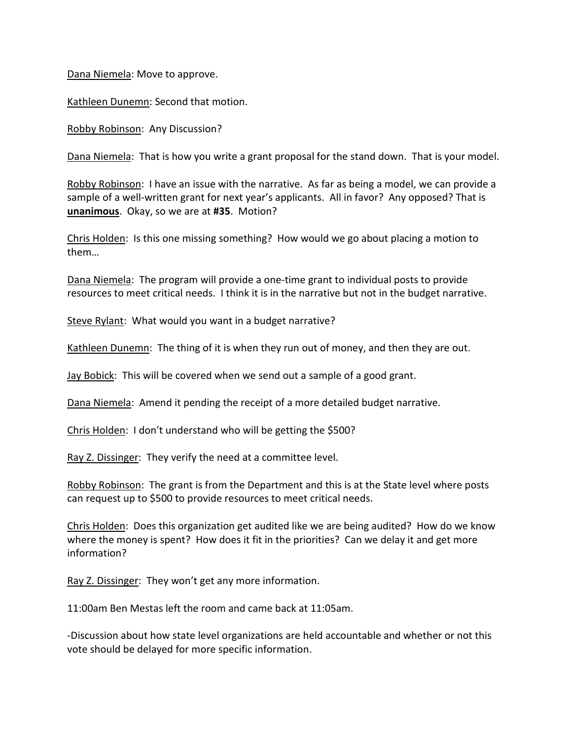Dana Niemela: Move to approve.

Kathleen Dunemn: Second that motion.

Robby Robinson: Any Discussion?

Dana Niemela: That is how you write a grant proposal for the stand down. That is your model.

Robby Robinson: I have an issue with the narrative. As far as being a model, we can provide a sample of a well-written grant for next year's applicants. All in favor? Any opposed? That is **unanimous**. Okay, so we are at **#35**. Motion?

Chris Holden: Is this one missing something? How would we go about placing a motion to them…

Dana Niemela: The program will provide a one-time grant to individual posts to provide resources to meet critical needs. I think it is in the narrative but not in the budget narrative.

Steve Rylant: What would you want in a budget narrative?

Kathleen Dunemn: The thing of it is when they run out of money, and then they are out.

Jay Bobick: This will be covered when we send out a sample of a good grant.

Dana Niemela: Amend it pending the receipt of a more detailed budget narrative.

Chris Holden: I don't understand who will be getting the $500?

Ray Z. Dissinger: They verify the need at a committee level.

Robby Robinson: The grant is from the Department and this is at the State level where posts can request up to $500 to provide resources to meet critical needs.

Chris Holden: Does this organization get audited like we are being audited? How do we know where the money is spent? How does it fit in the priorities? Can we delay it and get more information?

Ray Z. Dissinger: They won't get any more information.

11:00am Ben Mestas left the room and came back at 11:05am.

-Discussion about how state level organizations are held accountable and whether or not this vote should be delayed for more specific information.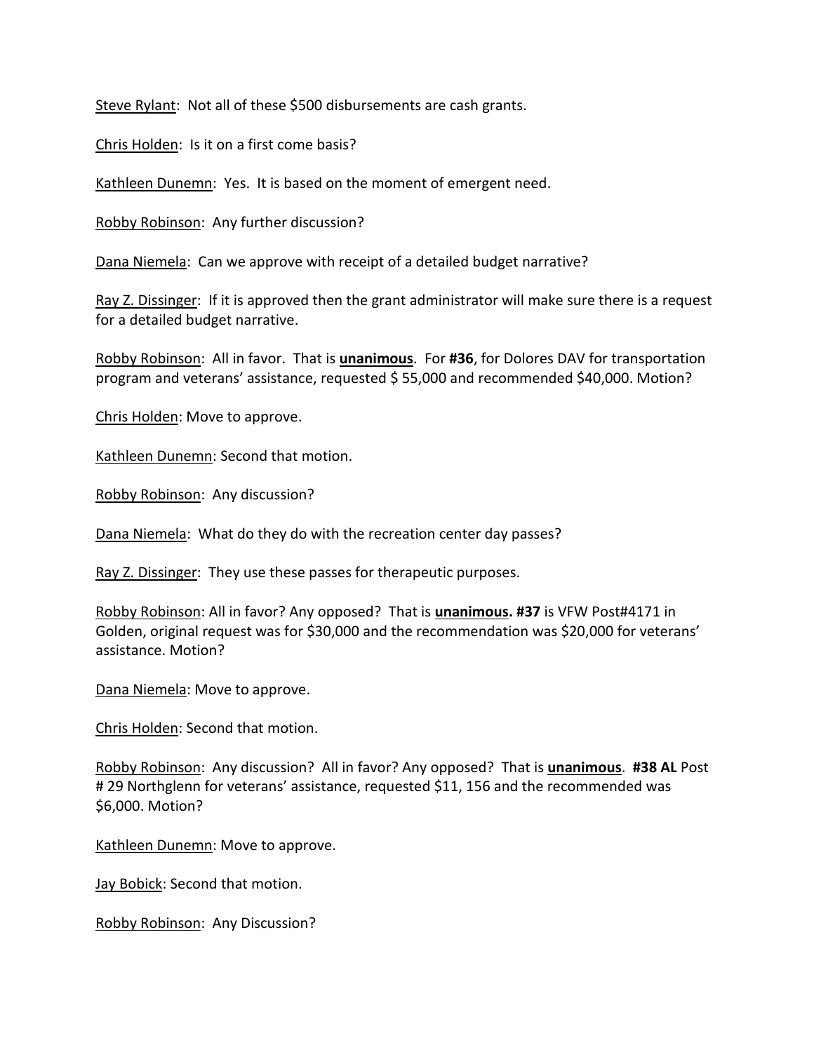<u>Steve Rylant</u>: Not all of these $500 disbursements are cash grants.

<u>Chris Holden</u>: Is it on a first come basis?

<u>Kathleen Dunemn</u>: Yes. It is based on the moment of emergent need.

<u>Robby Robinson</u>: Any further discussion?

<u>Dana Niemela</u>: Can we approve with receipt of a detailed budget narrative?

<u>Ray Z. Dissinger</u>: If it is approved then the grant administrator will make sure there is a request for a detailed budget narrative.

<u>Robby Robinson</u>: All in favor. That is **<u>unanimous</u>**. For **#36**, for Dolores DAV for transportation program and veterans' assistance, requested $ 55,000 and recommended $40,000. Motion?

<u>Chris Holden</u>: Move to approve.

<u>Kathleen Dunemn</u>: Second that motion.

<u>Robby Robinson</u>: Any discussion?

<u>Dana Niemela</u>: What do they do with the recreation center day passes?

<u>Ray Z. Dissinger</u>: They use these passes for therapeutic purposes.

<u>Robby Robinson</u>: All in favor? Any opposed? That is **<u>unanimous</u>. #37** is VFW Post#4171 in Golden, original request was for $30,000 and the recommendation was $20,000 for veterans' assistance. Motion?

<u>Dana Niemela</u>: Move to approve.

<u>Chris Holden</u>: Second that motion.

<u>Robby Robinson</u>: Any discussion? All in favor? Any opposed? That is **<u>unanimous</u>**. **#38 AL** Post # 29 Northglenn for veterans' assistance, requested $11, 156 and the recommended was $6,000. Motion?

<u>Kathleen Dunemn</u>: Move to approve.

<u>Jay Bobick</u>: Second that motion.

<u>Robby Robinson</u>: Any Discussion?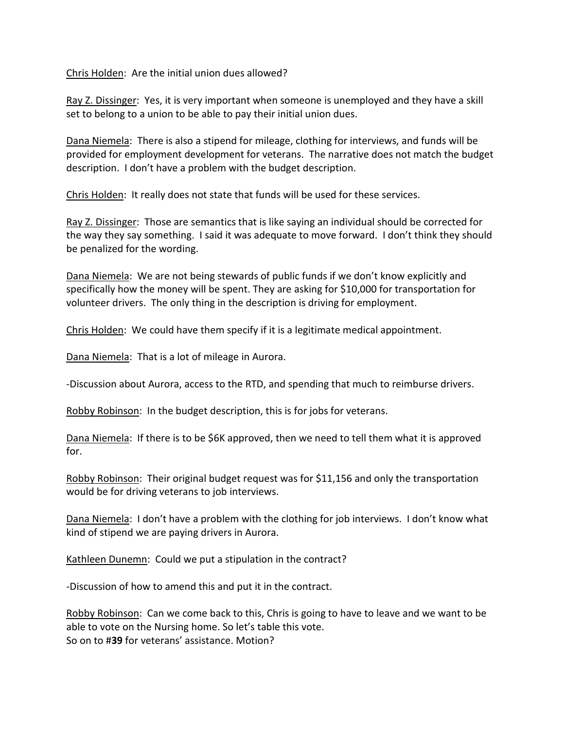Chris Holden: Are the initial union dues allowed?

Ray Z. Dissinger: Yes, it is very important when someone is unemployed and they have a skill set to belong to a union to be able to pay their initial union dues.

Dana Niemela: There is also a stipend for mileage, clothing for interviews, and funds will be provided for employment development for veterans. The narrative does not match the budget description. I don't have a problem with the budget description.

Chris Holden: It really does not state that funds will be used for these services.

Ray Z. Dissinger: Those are semantics that is like saying an individual should be corrected for the way they say something. I said it was adequate to move forward. I don't think they should be penalized for the wording.

Dana Niemela: We are not being stewards of public funds if we don't know explicitly and specifically how the money will be spent. They are asking for $10,000 for transportation for volunteer drivers. The only thing in the description is driving for employment.

Chris Holden: We could have them specify if it is a legitimate medical appointment.

Dana Niemela: That is a lot of mileage in Aurora.

-Discussion about Aurora, access to the RTD, and spending that much to reimburse drivers.

Robby Robinson: In the budget description, this is for jobs for veterans.

Dana Niemela: If there is to be $6K approved, then we need to tell them what it is approved for.

Robby Robinson: Their original budget request was for $11,156 and only the transportation would be for driving veterans to job interviews.

Dana Niemela: I don't have a problem with the clothing for job interviews. I don't know what kind of stipend we are paying drivers in Aurora.

Kathleen Dunemn: Could we put a stipulation in the contract?

-Discussion of how to amend this and put it in the contract.

Robby Robinson: Can we come back to this, Chris is going to have to leave and we want to be able to vote on the Nursing home. So let's table this vote.
So on to #**39** for veterans' assistance. Motion?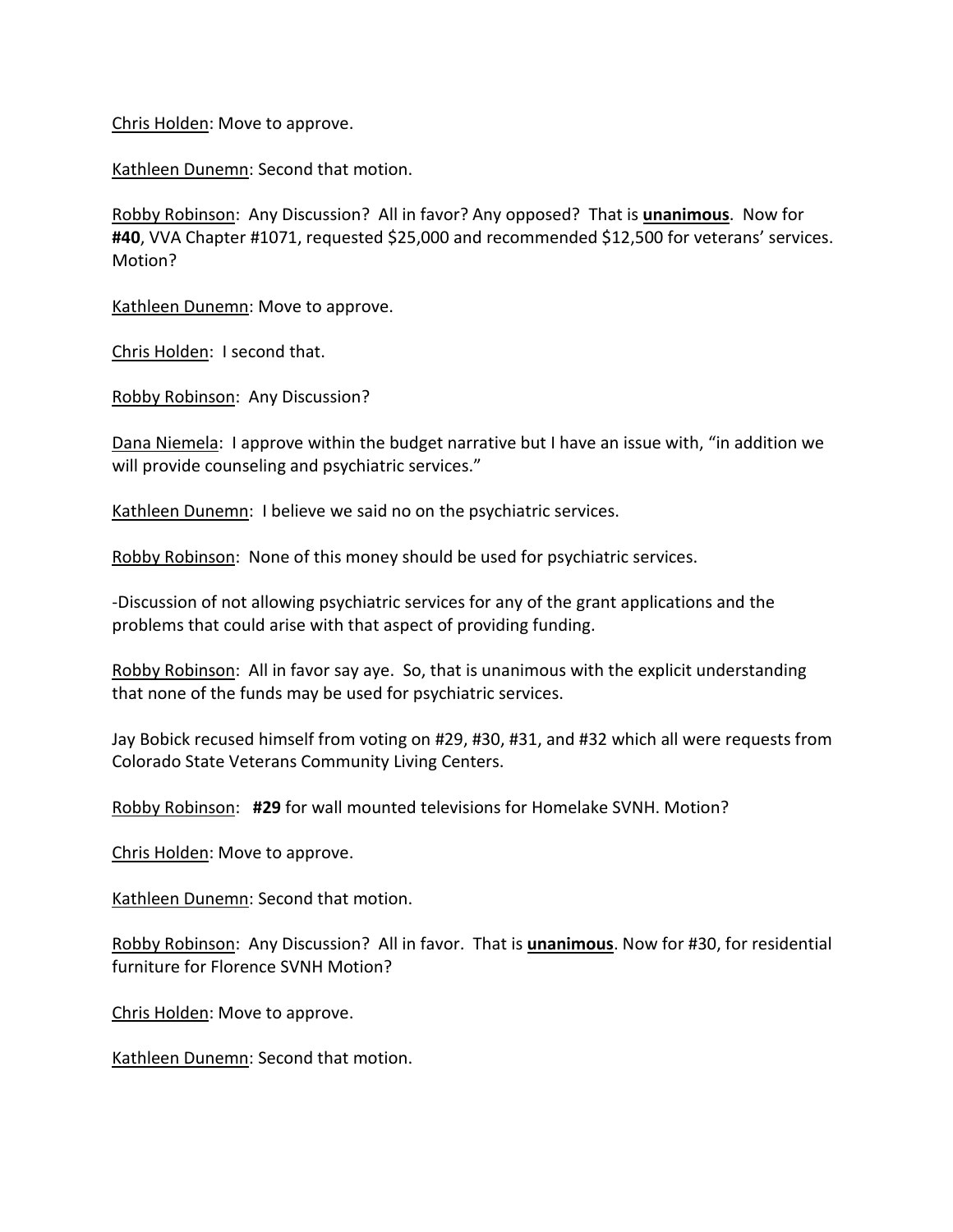Chris Holden: Move to approve.

Kathleen Dunemn: Second that motion.

Robby Robinson: Any Discussion? All in favor? Any opposed? That is **unanimous**. Now for **#40**, VVA Chapter #1071, requested $25,000 and recommended $12,500 for veterans' services. Motion?

Kathleen Dunemn: Move to approve.

Chris Holden: I second that.

Robby Robinson: Any Discussion?

Dana Niemela: I approve within the budget narrative but I have an issue with, "in addition we will provide counseling and psychiatric services."

Kathleen Dunemn: I believe we said no on the psychiatric services.

Robby Robinson: None of this money should be used for psychiatric services.

-Discussion of not allowing psychiatric services for any of the grant applications and the problems that could arise with that aspect of providing funding.

Robby Robinson: All in favor say aye. So, that is unanimous with the explicit understanding that none of the funds may be used for psychiatric services.

Jay Bobick recused himself from voting on #29, #30, #31, and #32 which all were requests from Colorado State Veterans Community Living Centers.

Robby Robinson: **#29** for wall mounted televisions for Homelake SVNH. Motion?

Chris Holden: Move to approve.

Kathleen Dunemn: Second that motion.

Robby Robinson: Any Discussion? All in favor. That is **unanimous**. Now for #30, for residential furniture for Florence SVNH Motion?

Chris Holden: Move to approve.

Kathleen Dunemn: Second that motion.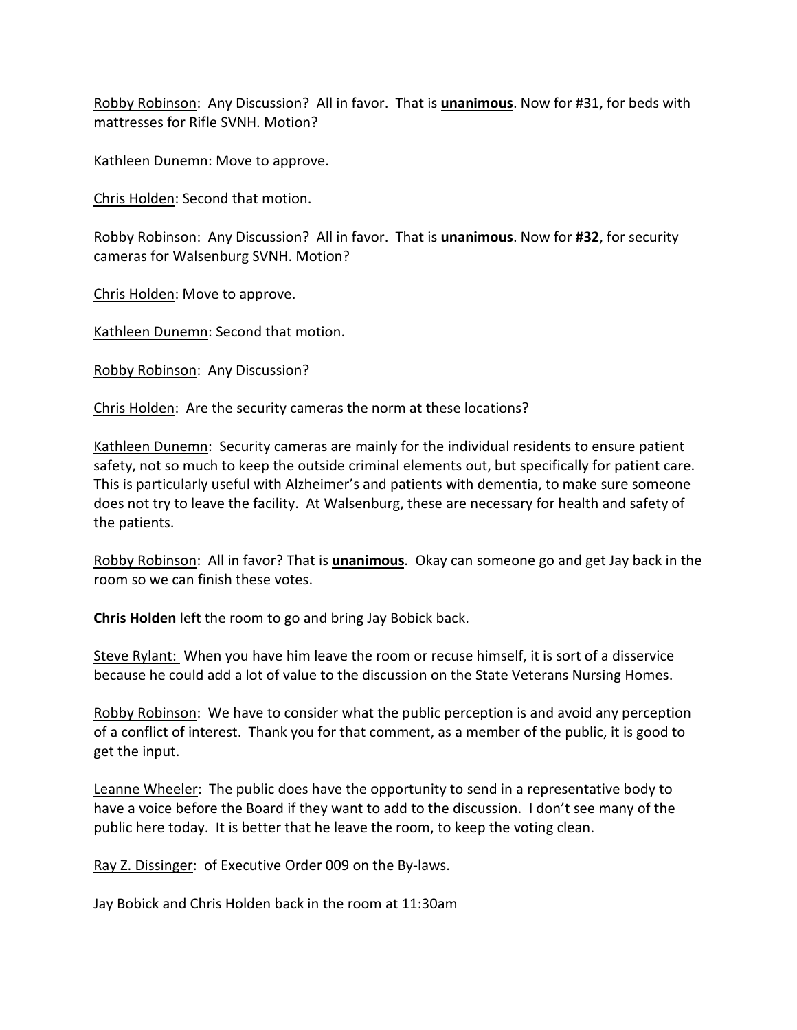Robby Robinson: Any Discussion? All in favor. That is **unanimous**. Now for #31, for beds with mattresses for Rifle SVNH. Motion?

Kathleen Dunemn: Move to approve.

Chris Holden: Second that motion.

Robby Robinson: Any Discussion? All in favor. That is **unanimous**. Now for **#32**, for security cameras for Walsenburg SVNH. Motion?

Chris Holden: Move to approve.

Kathleen Dunemn: Second that motion.

Robby Robinson: Any Discussion?

Chris Holden: Are the security cameras the norm at these locations?

Kathleen Dunemn: Security cameras are mainly for the individual residents to ensure patient safety, not so much to keep the outside criminal elements out, but specifically for patient care. This is particularly useful with Alzheimer's and patients with dementia, to make sure someone does not try to leave the facility. At Walsenburg, these are necessary for health and safety of the patients.

Robby Robinson: All in favor? That is **unanimous**. Okay can someone go and get Jay back in the room so we can finish these votes.

**Chris Holden** left the room to go and bring Jay Bobick back.

Steve Rylant: When you have him leave the room or recuse himself, it is sort of a disservice because he could add a lot of value to the discussion on the State Veterans Nursing Homes.

Robby Robinson: We have to consider what the public perception is and avoid any perception of a conflict of interest. Thank you for that comment, as a member of the public, it is good to get the input.

Leanne Wheeler: The public does have the opportunity to send in a representative body to have a voice before the Board if they want to add to the discussion. I don't see many of the public here today. It is better that he leave the room, to keep the voting clean.

Ray Z. Dissinger: of Executive Order 009 on the By-laws.

Jay Bobick and Chris Holden back in the room at 11:30am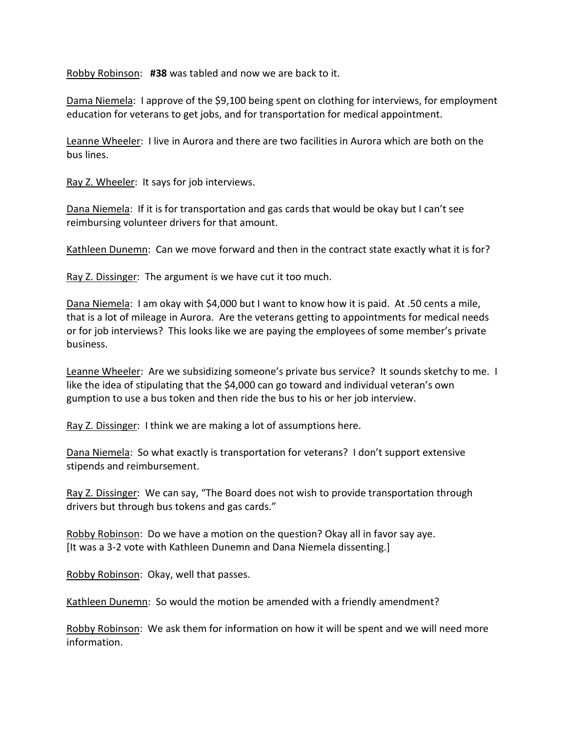Robby Robinson: **#38** was tabled and now we are back to it.

Dama Niemela: I approve of the $9,100 being spent on clothing for interviews, for employment education for veterans to get jobs, and for transportation for medical appointment.

Leanne Wheeler: I live in Aurora and there are two facilities in Aurora which are both on the bus lines.

Ray Z. Wheeler: It says for job interviews.

Dana Niemela: If it is for transportation and gas cards that would be okay but I can't see reimbursing volunteer drivers for that amount.

Kathleen Dunemn: Can we move forward and then in the contract state exactly what it is for?

Ray Z. Dissinger: The argument is we have cut it too much.

Dana Niemela: I am okay with $4,000 but I want to know how it is paid. At .50 cents a mile, that is a lot of mileage in Aurora. Are the veterans getting to appointments for medical needs or for job interviews? This looks like we are paying the employees of some member's private business.

Leanne Wheeler: Are we subsidizing someone's private bus service? It sounds sketchy to me. I like the idea of stipulating that the $4,000 can go toward and individual veteran's own gumption to use a bus token and then ride the bus to his or her job interview.

Ray Z. Dissinger: I think we are making a lot of assumptions here.

Dana Niemela: So what exactly is transportation for veterans? I don't support extensive stipends and reimbursement.

Ray Z. Dissinger: We can say, "The Board does not wish to provide transportation through drivers but through bus tokens and gas cards."

Robby Robinson: Do we have a motion on the question? Okay all in favor say aye.
[It was a 3-2 vote with Kathleen Dunemn and Dana Niemela dissenting.]

Robby Robinson: Okay, well that passes.

Kathleen Dunemn: So would the motion be amended with a friendly amendment?

Robby Robinson: We ask them for information on how it will be spent and we will need more information.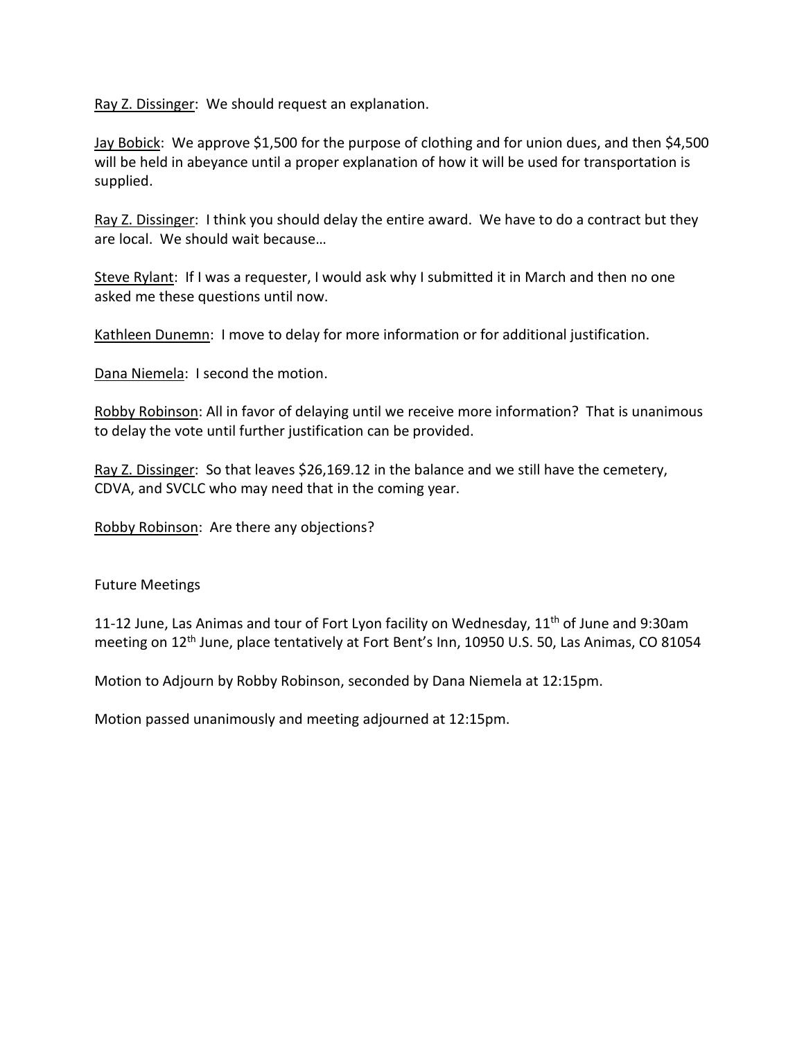Ray Z. Dissinger: We should request an explanation.

Jay Bobick: We approve $1,500 for the purpose of clothing and for union dues, and then $4,500 will be held in abeyance until a proper explanation of how it will be used for transportation is supplied.

Ray Z. Dissinger: I think you should delay the entire award. We have to do a contract but they are local. We should wait because…

Steve Rylant: If I was a requester, I would ask why I submitted it in March and then no one asked me these questions until now.

Kathleen Dunemn: I move to delay for more information or for additional justification.

Dana Niemela: I second the motion.

Robby Robinson: All in favor of delaying until we receive more information? That is unanimous to delay the vote until further justification can be provided.

Ray Z. Dissinger: So that leaves $26,169.12 in the balance and we still have the cemetery, CDVA, and SVCLC who may need that in the coming year.

Robby Robinson: Are there any objections?

Future Meetings

11-12 June, Las Animas and tour of Fort Lyon facility on Wednesday, 11th of June and 9:30am meeting on 12th June, place tentatively at Fort Bent's Inn, 10950 U.S. 50, Las Animas, CO 81054

Motion to Adjourn by Robby Robinson, seconded by Dana Niemela at 12:15pm.

Motion passed unanimously and meeting adjourned at 12:15pm.